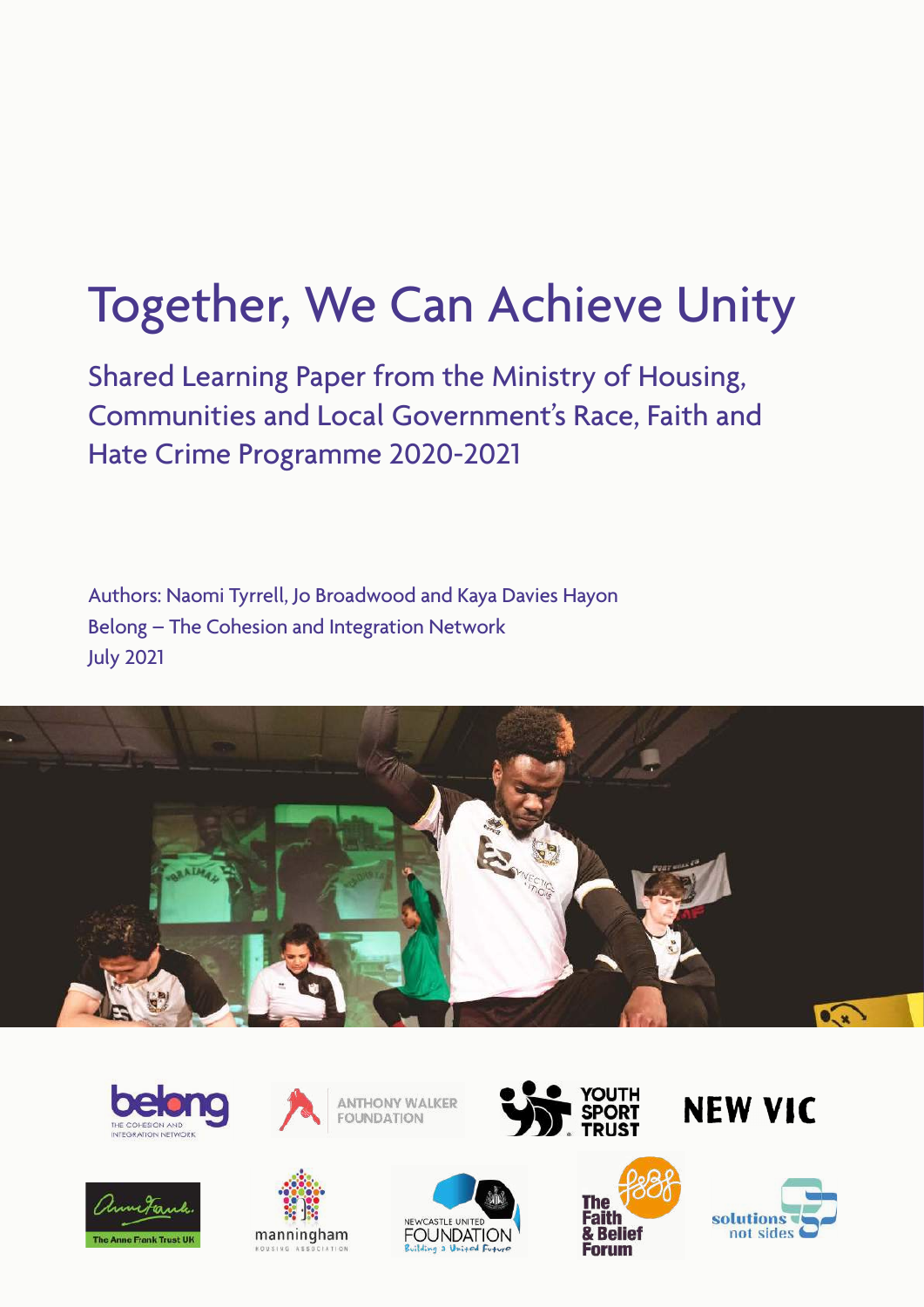# Together, We Can Achieve Unity

## Shared Learning Paper from the Ministry of Housing, Communities and Local Government's Race, Faith and Hate Crime Programme 2020-2021

Authors: Naomi Tyrrell, Jo Broadwood and Kaya Davies Hayon
Belong – The Cohesion and Integration Network
July 2021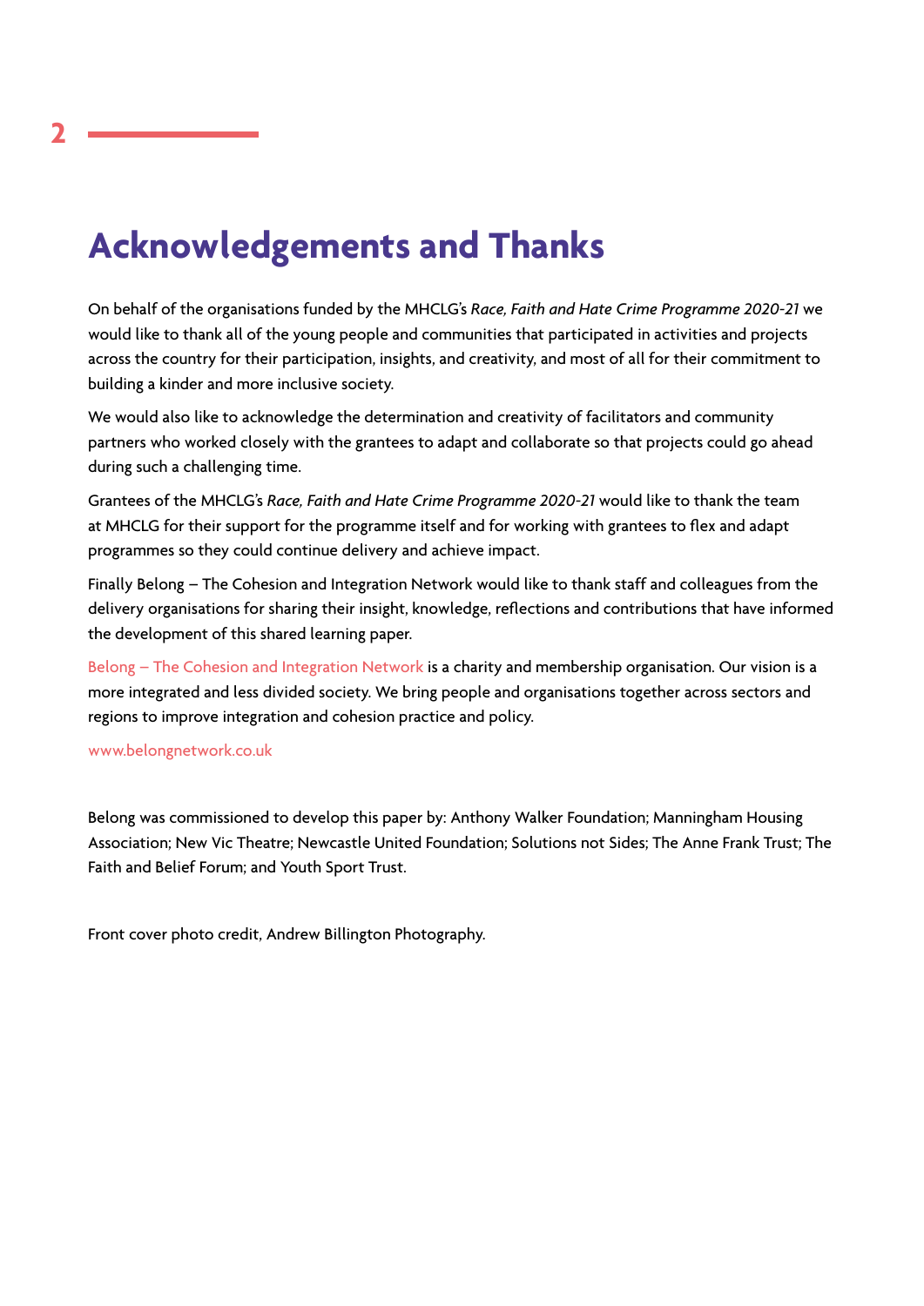# Acknowledgements and Thanks

On behalf of the organisations funded by the MHCLG's *Race, Faith and Hate Crime Programme 2020-21* we would like to thank all of the young people and communities that participated in activities and projects across the country for their participation, insights, and creativity, and most of all for their commitment to building a kinder and more inclusive society.

We would also like to acknowledge the determination and creativity of facilitators and community partners who worked closely with the grantees to adapt and collaborate so that projects could go ahead during such a challenging time.

Grantees of the MHCLG's *Race, Faith and Hate Crime Programme 2020-21* would like to thank the team at MHCLG for their support for the programme itself and for working with grantees to flex and adapt programmes so they could continue delivery and achieve impact.

Finally Belong – The Cohesion and Integration Network would like to thank staff and colleagues from the delivery organisations for sharing their insight, knowledge, reflections and contributions that have informed the development of this shared learning paper.

Belong – The Cohesion and Integration Network is a charity and membership organisation. Our vision is a more integrated and less divided society. We bring people and organisations together across sectors and regions to improve integration and cohesion practice and policy.

www.belongnetwork.co.uk

Belong was commissioned to develop this paper by: Anthony Walker Foundation; Manningham Housing Association; New Vic Theatre; Newcastle United Foundation; Solutions not Sides; The Anne Frank Trust; The Faith and Belief Forum; and Youth Sport Trust.

Front cover photo credit, Andrew Billington Photography.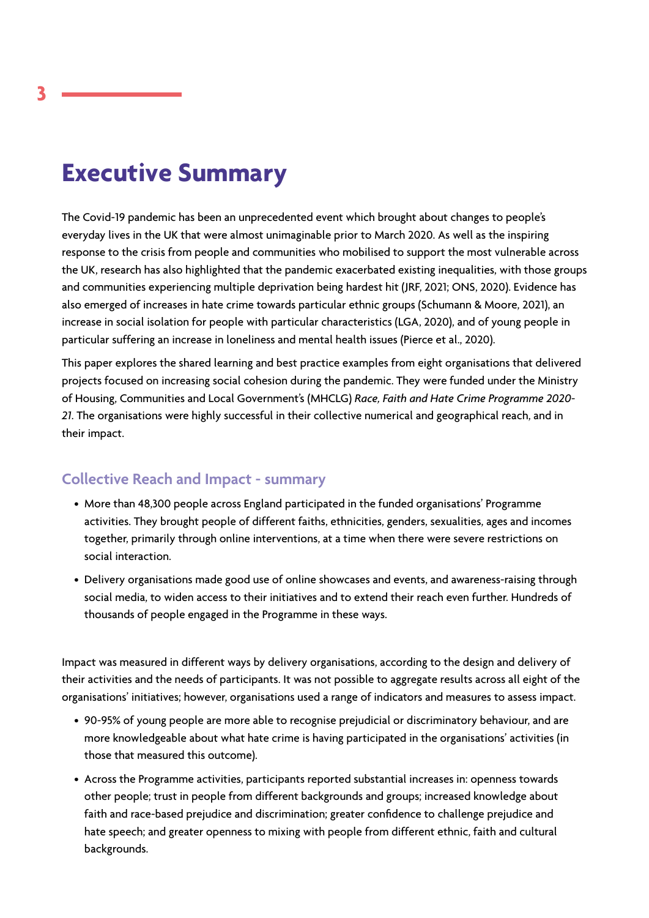# Executive Summary

The Covid-19 pandemic has been an unprecedented event which brought about changes to people's everyday lives in the UK that were almost unimaginable prior to March 2020. As well as the inspiring response to the crisis from people and communities who mobilised to support the most vulnerable across the UK, research has also highlighted that the pandemic exacerbated existing inequalities, with those groups and communities experiencing multiple deprivation being hardest hit (JRF, 2021; ONS, 2020). Evidence has also emerged of increases in hate crime towards particular ethnic groups (Schumann & Moore, 2021), an increase in social isolation for people with particular characteristics (LGA, 2020), and of young people in particular suffering an increase in loneliness and mental health issues (Pierce et al., 2020).

This paper explores the shared learning and best practice examples from eight organisations that delivered projects focused on increasing social cohesion during the pandemic. They were funded under the Ministry of Housing, Communities and Local Government's (MHCLG) *Race, Faith and Hate Crime Programme 2020-21*. The organisations were highly successful in their collective numerical and geographical reach, and in their impact.

## Collective Reach and Impact - summary

- More than 48,300 people across England participated in the funded organisations' Programme activities. They brought people of different faiths, ethnicities, genders, sexualities, ages and incomes together, primarily through online interventions, at a time when there were severe restrictions on social interaction.
- Delivery organisations made good use of online showcases and events, and awareness-raising through social media, to widen access to their initiatives and to extend their reach even further. Hundreds of thousands of people engaged in the Programme in these ways.

Impact was measured in different ways by delivery organisations, according to the design and delivery of their activities and the needs of participants. It was not possible to aggregate results across all eight of the organisations' initiatives; however, organisations used a range of indicators and measures to assess impact.

- 90-95% of young people are more able to recognise prejudicial or discriminatory behaviour, and are more knowledgeable about what hate crime is having participated in the organisations' activities (in those that measured this outcome).
- Across the Programme activities, participants reported substantial increases in: openness towards other people; trust in people from different backgrounds and groups; increased knowledge about faith and race-based prejudice and discrimination; greater confidence to challenge prejudice and hate speech; and greater openness to mixing with people from different ethnic, faith and cultural backgrounds.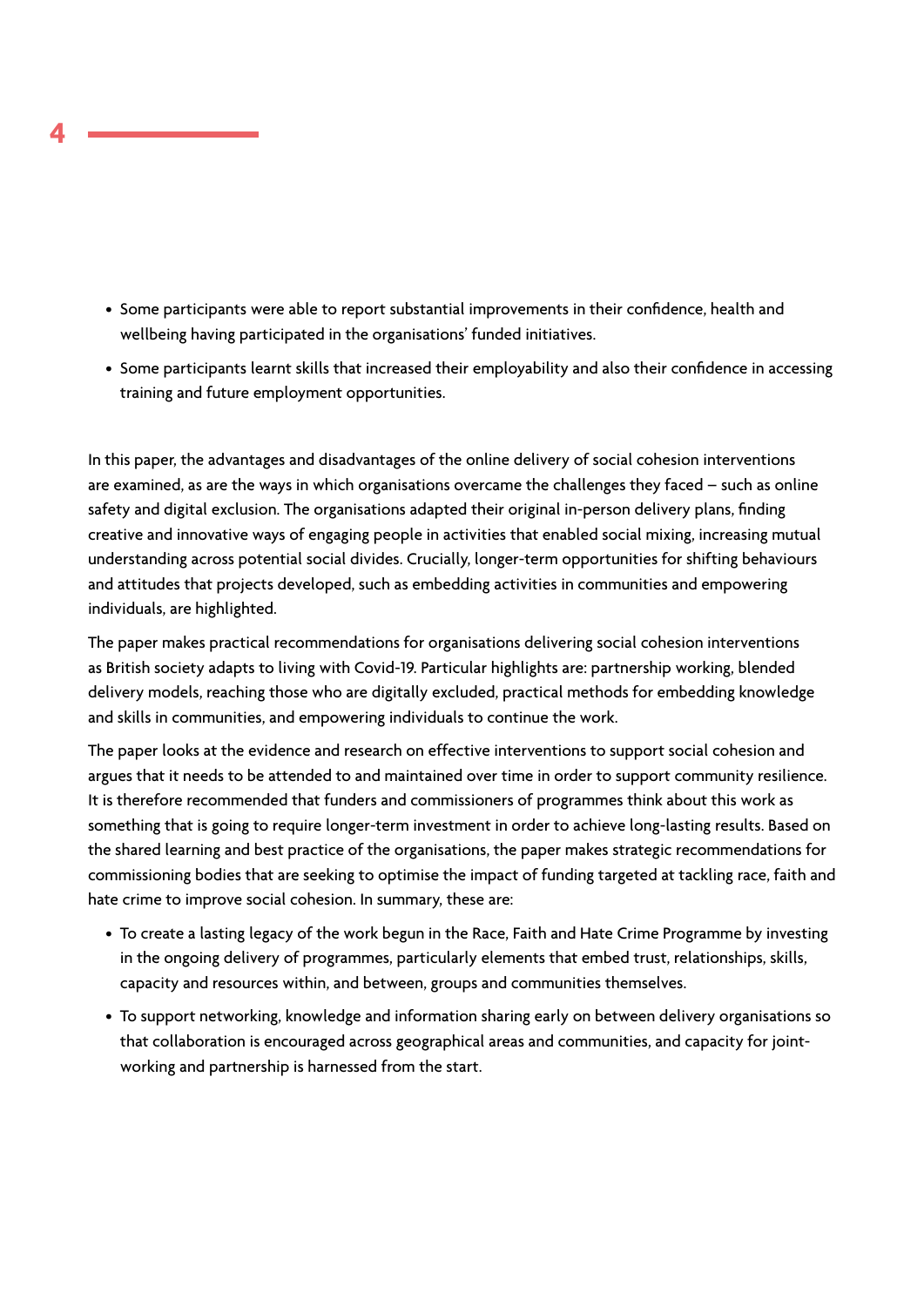- Some participants were able to report substantial improvements in their confidence, health and wellbeing having participated in the organisations' funded initiatives.
- Some participants learnt skills that increased their employability and also their confidence in accessing training and future employment opportunities.

In this paper, the advantages and disadvantages of the online delivery of social cohesion interventions are examined, as are the ways in which organisations overcame the challenges they faced – such as online safety and digital exclusion. The organisations adapted their original in-person delivery plans, finding creative and innovative ways of engaging people in activities that enabled social mixing, increasing mutual understanding across potential social divides. Crucially, longer-term opportunities for shifting behaviours and attitudes that projects developed, such as embedding activities in communities and empowering individuals, are highlighted.

The paper makes practical recommendations for organisations delivering social cohesion interventions as British society adapts to living with Covid-19. Particular highlights are: partnership working, blended delivery models, reaching those who are digitally excluded, practical methods for embedding knowledge and skills in communities, and empowering individuals to continue the work.

The paper looks at the evidence and research on effective interventions to support social cohesion and argues that it needs to be attended to and maintained over time in order to support community resilience. It is therefore recommended that funders and commissioners of programmes think about this work as something that is going to require longer-term investment in order to achieve long-lasting results. Based on the shared learning and best practice of the organisations, the paper makes strategic recommendations for commissioning bodies that are seeking to optimise the impact of funding targeted at tackling race, faith and hate crime to improve social cohesion. In summary, these are:

- To create a lasting legacy of the work begun in the Race, Faith and Hate Crime Programme by investing in the ongoing delivery of programmes, particularly elements that embed trust, relationships, skills, capacity and resources within, and between, groups and communities themselves.
- To support networking, knowledge and information sharing early on between delivery organisations so that collaboration is encouraged across geographical areas and communities, and capacity for joint-working and partnership is harnessed from the start.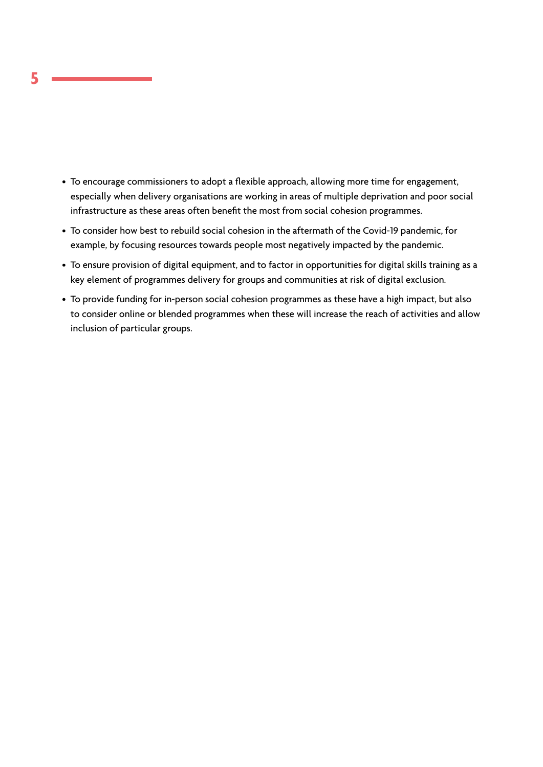- To encourage commissioners to adopt a flexible approach, allowing more time for engagement, especially when delivery organisations are working in areas of multiple deprivation and poor social infrastructure as these areas often benefit the most from social cohesion programmes.
- To consider how best to rebuild social cohesion in the aftermath of the Covid-19 pandemic, for example, by focusing resources towards people most negatively impacted by the pandemic.
- To ensure provision of digital equipment, and to factor in opportunities for digital skills training as a key element of programmes delivery for groups and communities at risk of digital exclusion.
- To provide funding for in-person social cohesion programmes as these have a high impact, but also to consider online or blended programmes when these will increase the reach of activities and allow inclusion of particular groups.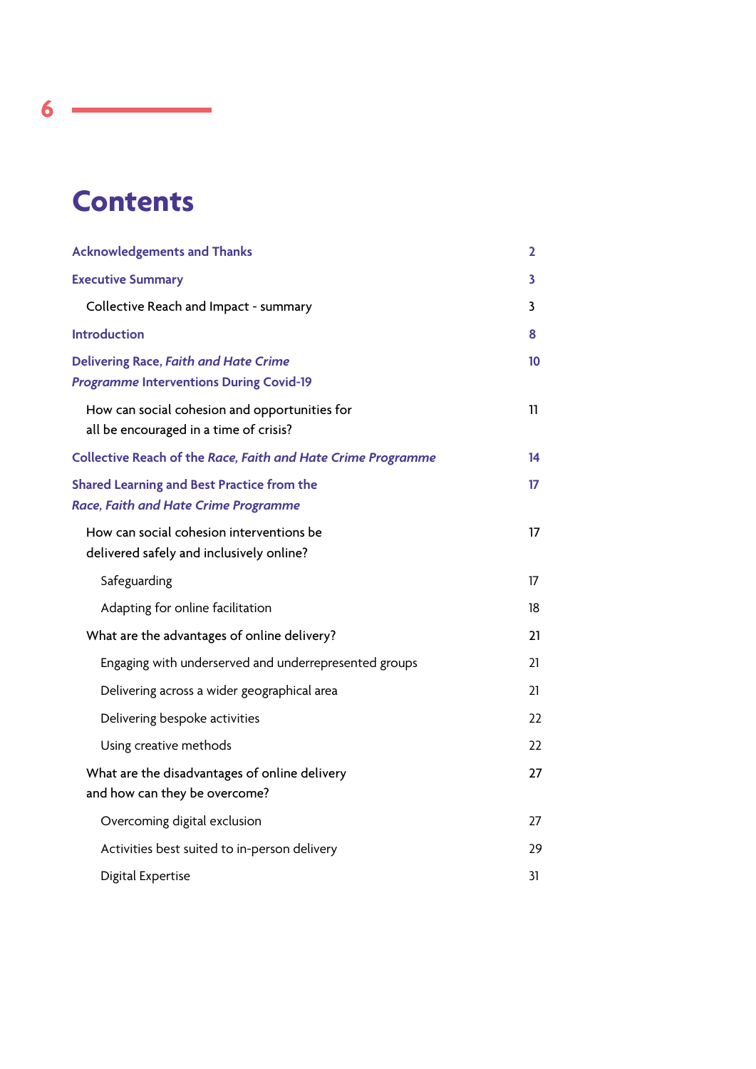# Contents

| | |
|---|---|
| **Acknowledgements and Thanks** | **2** |
| **Executive Summary** | **3** |
| Collective Reach and Impact - summary | 3 |
| **Introduction** | **8** |
| **Delivering Race, *Faith and Hate Crime Programme* Interventions During Covid-19** | **10** |
| How can social cohesion and opportunities for all be encouraged in a time of crisis? | 11 |
| **Collective Reach of the *Race, Faith and Hate Crime Programme*** | **14** |
| **Shared Learning and Best Practice from the *Race, Faith and Hate Crime Programme*** | **17** |
| How can social cohesion interventions be delivered safely and inclusively online? | 17 |
| Safeguarding | 17 |
| Adapting for online facilitation | 18 |
| What are the advantages of online delivery? | 21 |
| Engaging with underserved and underrepresented groups | 21 |
| Delivering across a wider geographical area | 21 |
| Delivering bespoke activities | 22 |
| Using creative methods | 22 |
| What are the disadvantages of online delivery and how can they be overcome? | 27 |
| Overcoming digital exclusion | 27 |
| Activities best suited to in-person delivery | 29 |
| Digital Expertise | 31 |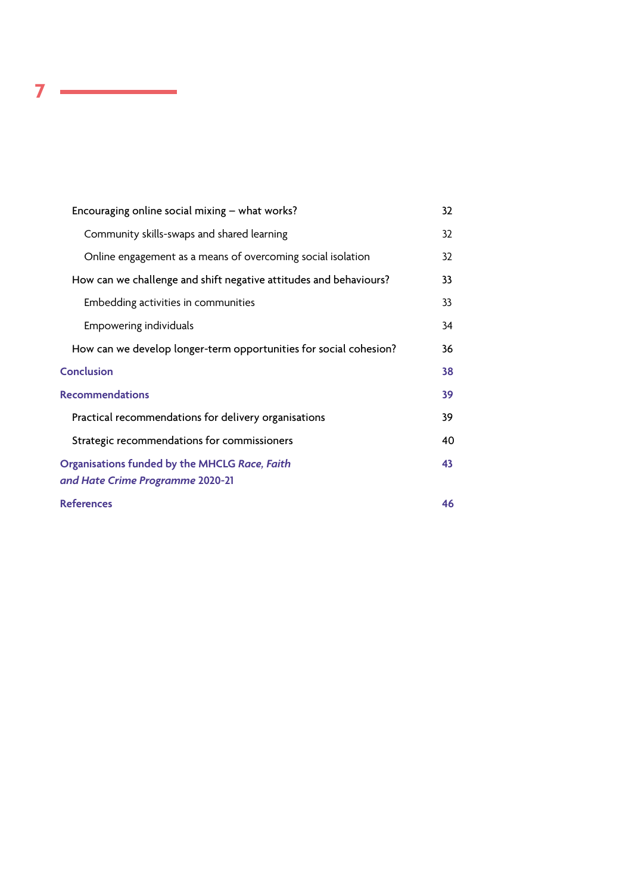| | |
|---|---|
| Encouraging online social mixing – what works? | 32 |
| Community skills-swaps and shared learning | 32 |
| Online engagement as a means of overcoming social isolation | 32 |
| How can we challenge and shift negative attitudes and behaviours? | 33 |
| Embedding activities in communities | 33 |
| Empowering individuals | 34 |
| How can we develop longer-term opportunities for social cohesion? | 36 |
| **Conclusion** | **38** |
| **Recommendations** | **39** |
| Practical recommendations for delivery organisations | 39 |
| Strategic recommendations for commissioners | 40 |
| **Organisations funded by the MHCLG *Race, Faith and Hate Crime Programme* 2020-21** | **43** |
| **References** | **46** |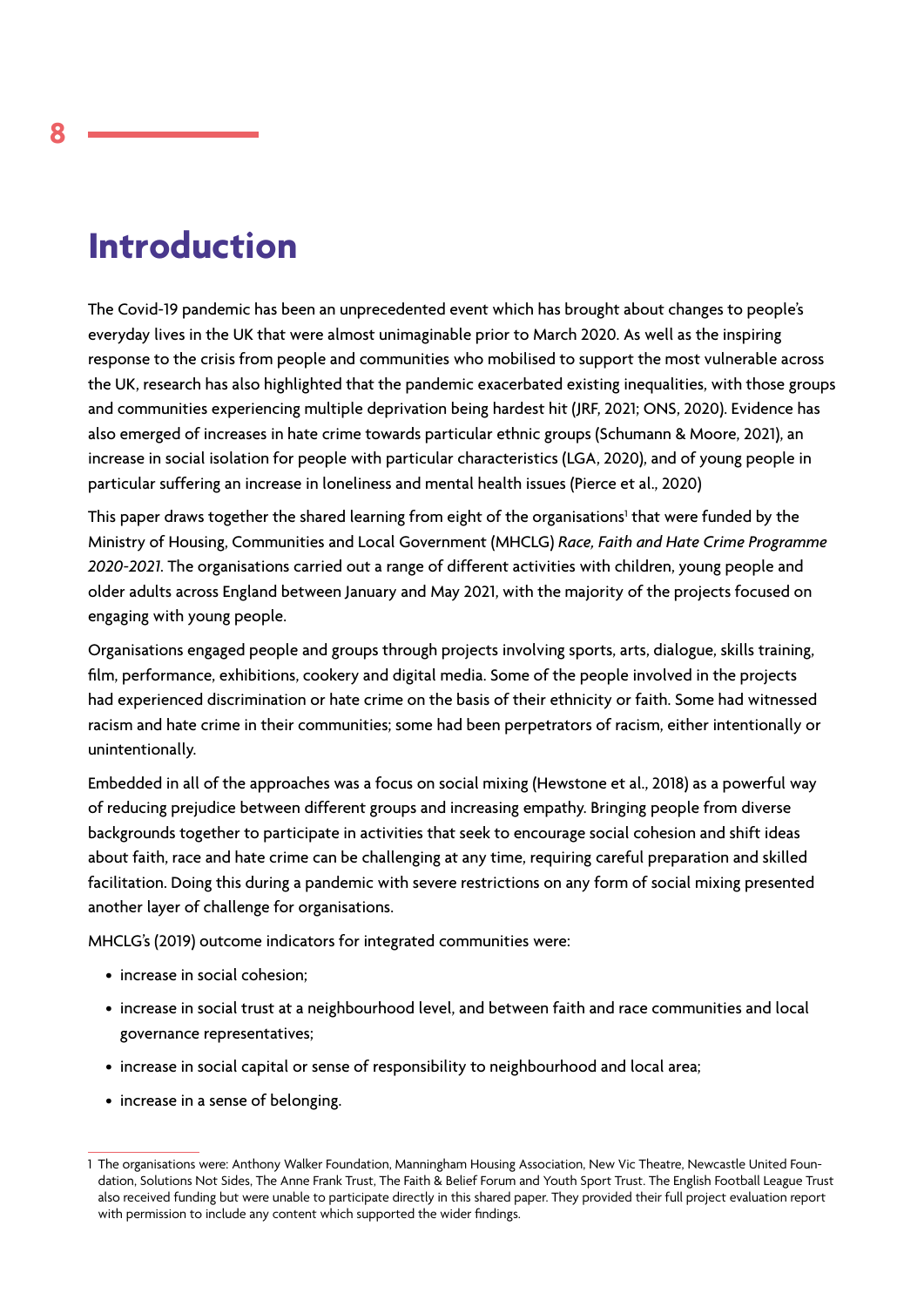# Introduction

The Covid-19 pandemic has been an unprecedented event which has brought about changes to people's everyday lives in the UK that were almost unimaginable prior to March 2020. As well as the inspiring response to the crisis from people and communities who mobilised to support the most vulnerable across the UK, research has also highlighted that the pandemic exacerbated existing inequalities, with those groups and communities experiencing multiple deprivation being hardest hit (JRF, 2021; ONS, 2020). Evidence has also emerged of increases in hate crime towards particular ethnic groups (Schumann & Moore, 2021), an increase in social isolation for people with particular characteristics (LGA, 2020), and of young people in particular suffering an increase in loneliness and mental health issues (Pierce et al., 2020)

This paper draws together the shared learning from eight of the organisations[1] that were funded by the Ministry of Housing, Communities and Local Government (MHCLG) *Race, Faith and Hate Crime Programme 2020-2021*. The organisations carried out a range of different activities with children, young people and older adults across England between January and May 2021, with the majority of the projects focused on engaging with young people.

Organisations engaged people and groups through projects involving sports, arts, dialogue, skills training, film, performance, exhibitions, cookery and digital media. Some of the people involved in the projects had experienced discrimination or hate crime on the basis of their ethnicity or faith. Some had witnessed racism and hate crime in their communities; some had been perpetrators of racism, either intentionally or unintentionally.

Embedded in all of the approaches was a focus on social mixing (Hewstone et al., 2018) as a powerful way of reducing prejudice between different groups and increasing empathy. Bringing people from diverse backgrounds together to participate in activities that seek to encourage social cohesion and shift ideas about faith, race and hate crime can be challenging at any time, requiring careful preparation and skilled facilitation. Doing this during a pandemic with severe restrictions on any form of social mixing presented another layer of challenge for organisations.

MHCLG's (2019) outcome indicators for integrated communities were:

- increase in social cohesion;
- increase in social trust at a neighbourhood level, and between faith and race communities and local governance representatives;
- increase in social capital or sense of responsibility to neighbourhood and local area;
- increase in a sense of belonging.

---

1 The organisations were: Anthony Walker Foundation, Manningham Housing Association, New Vic Theatre, Newcastle United Foundation, Solutions Not Sides, The Anne Frank Trust, The Faith & Belief Forum and Youth Sport Trust. The English Football League Trust also received funding but were unable to participate directly in this shared paper. They provided their full project evaluation report with permission to include any content which supported the wider findings.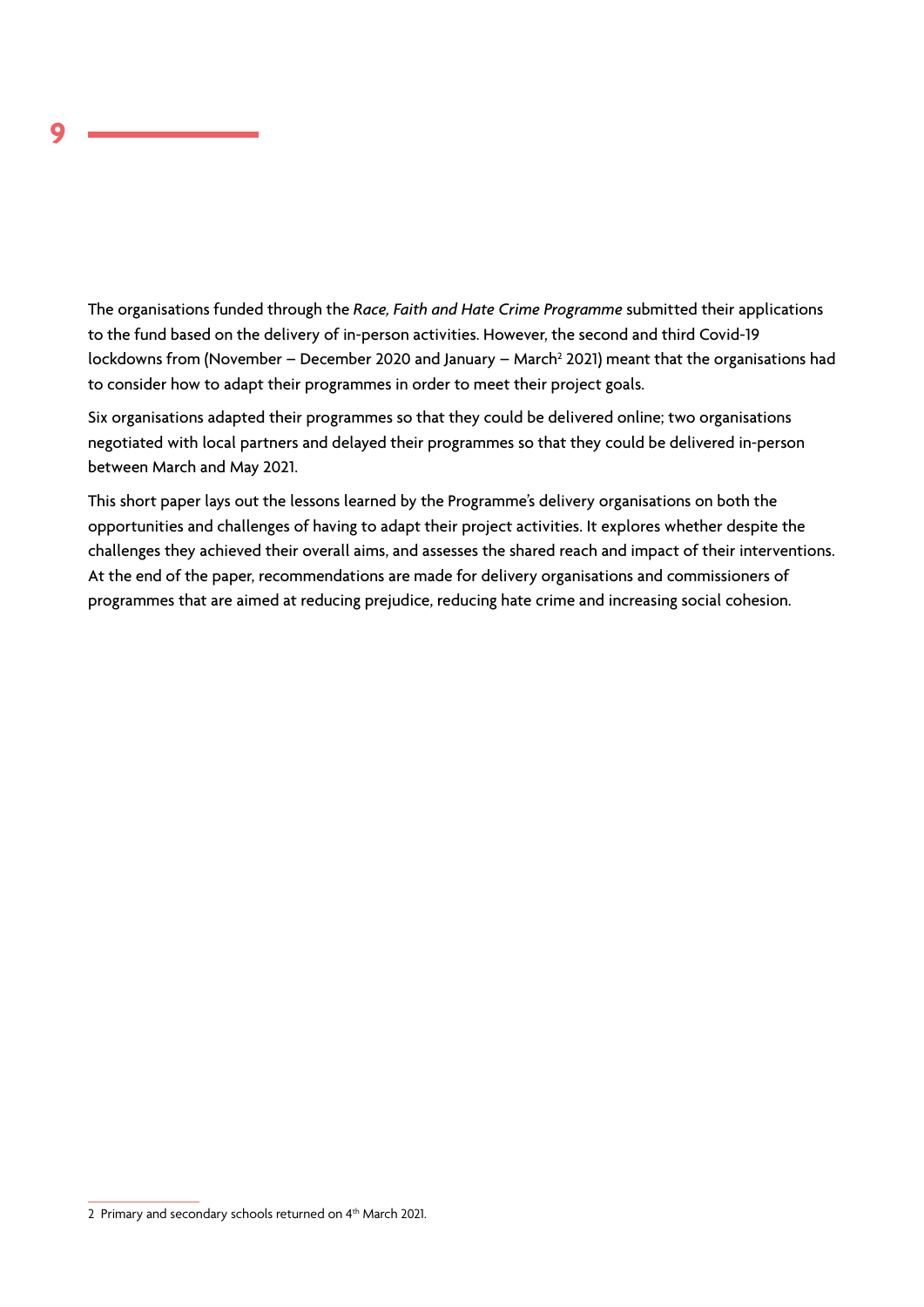The organisations funded through the *Race, Faith and Hate Crime Programme* submitted their applications to the fund based on the delivery of in-person activities. However, the second and third Covid-19 lockdowns from (November – December 2020 and January – March[2] 2021) meant that the organisations had to consider how to adapt their programmes in order to meet their project goals.

Six organisations adapted their programmes so that they could be delivered online; two organisations negotiated with local partners and delayed their programmes so that they could be delivered in-person between March and May 2021.

This short paper lays out the lessons learned by the Programme's delivery organisations on both the opportunities and challenges of having to adapt their project activities. It explores whether despite the challenges they achieved their overall aims, and assesses the shared reach and impact of their interventions. At the end of the paper, recommendations are made for delivery organisations and commissioners of programmes that are aimed at reducing prejudice, reducing hate crime and increasing social cohesion.

---

2 Primary and secondary schools returned on 4th March 2021.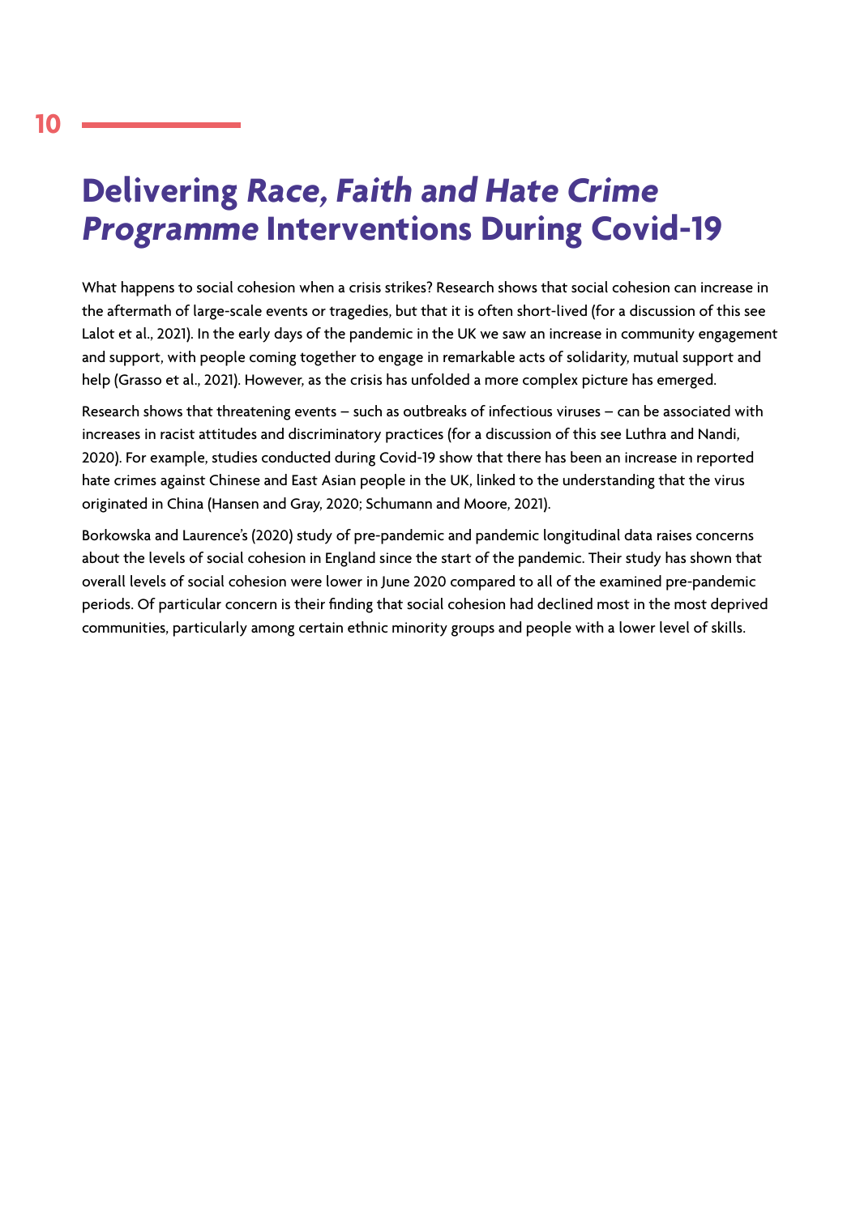# Delivering *Race, Faith and Hate Crime Programme* Interventions During Covid-19

What happens to social cohesion when a crisis strikes? Research shows that social cohesion can increase in the aftermath of large-scale events or tragedies, but that it is often short-lived (for a discussion of this see Lalot et al., 2021). In the early days of the pandemic in the UK we saw an increase in community engagement and support, with people coming together to engage in remarkable acts of solidarity, mutual support and help (Grasso et al., 2021). However, as the crisis has unfolded a more complex picture has emerged.

Research shows that threatening events – such as outbreaks of infectious viruses – can be associated with increases in racist attitudes and discriminatory practices (for a discussion of this see Luthra and Nandi, 2020). For example, studies conducted during Covid-19 show that there has been an increase in reported hate crimes against Chinese and East Asian people in the UK, linked to the understanding that the virus originated in China (Hansen and Gray, 2020; Schumann and Moore, 2021).

Borkowska and Laurence's (2020) study of pre-pandemic and pandemic longitudinal data raises concerns about the levels of social cohesion in England since the start of the pandemic. Their study has shown that overall levels of social cohesion were lower in June 2020 compared to all of the examined pre-pandemic periods. Of particular concern is their finding that social cohesion had declined most in the most deprived communities, particularly among certain ethnic minority groups and people with a lower level of skills.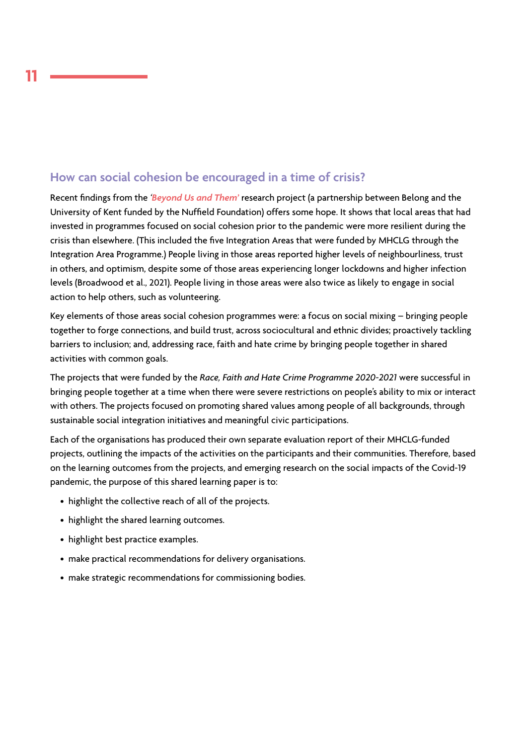## How can social cohesion be encouraged in a time of crisis?

Recent findings from the *'Beyond Us and Them'* research project (a partnership between Belong and the University of Kent funded by the Nuffield Foundation) offers some hope. It shows that local areas that had invested in programmes focused on social cohesion prior to the pandemic were more resilient during the crisis than elsewhere. (This included the five Integration Areas that were funded by MHCLG through the Integration Area Programme.) People living in those areas reported higher levels of neighbourliness, trust in others, and optimism, despite some of those areas experiencing longer lockdowns and higher infection levels (Broadwood et al., 2021). People living in those areas were also twice as likely to engage in social action to help others, such as volunteering.

Key elements of those areas social cohesion programmes were: a focus on social mixing – bringing people together to forge connections, and build trust, across sociocultural and ethnic divides; proactively tackling barriers to inclusion; and, addressing race, faith and hate crime by bringing people together in shared activities with common goals.

The projects that were funded by the *Race, Faith and Hate Crime Programme 2020-2021* were successful in bringing people together at a time when there were severe restrictions on people's ability to mix or interact with others. The projects focused on promoting shared values among people of all backgrounds, through sustainable social integration initiatives and meaningful civic participations.

Each of the organisations has produced their own separate evaluation report of their MHCLG-funded projects, outlining the impacts of the activities on the participants and their communities. Therefore, based on the learning outcomes from the projects, and emerging research on the social impacts of the Covid-19 pandemic, the purpose of this shared learning paper is to:

- highlight the collective reach of all of the projects.
- highlight the shared learning outcomes.
- highlight best practice examples.
- make practical recommendations for delivery organisations.
- make strategic recommendations for commissioning bodies.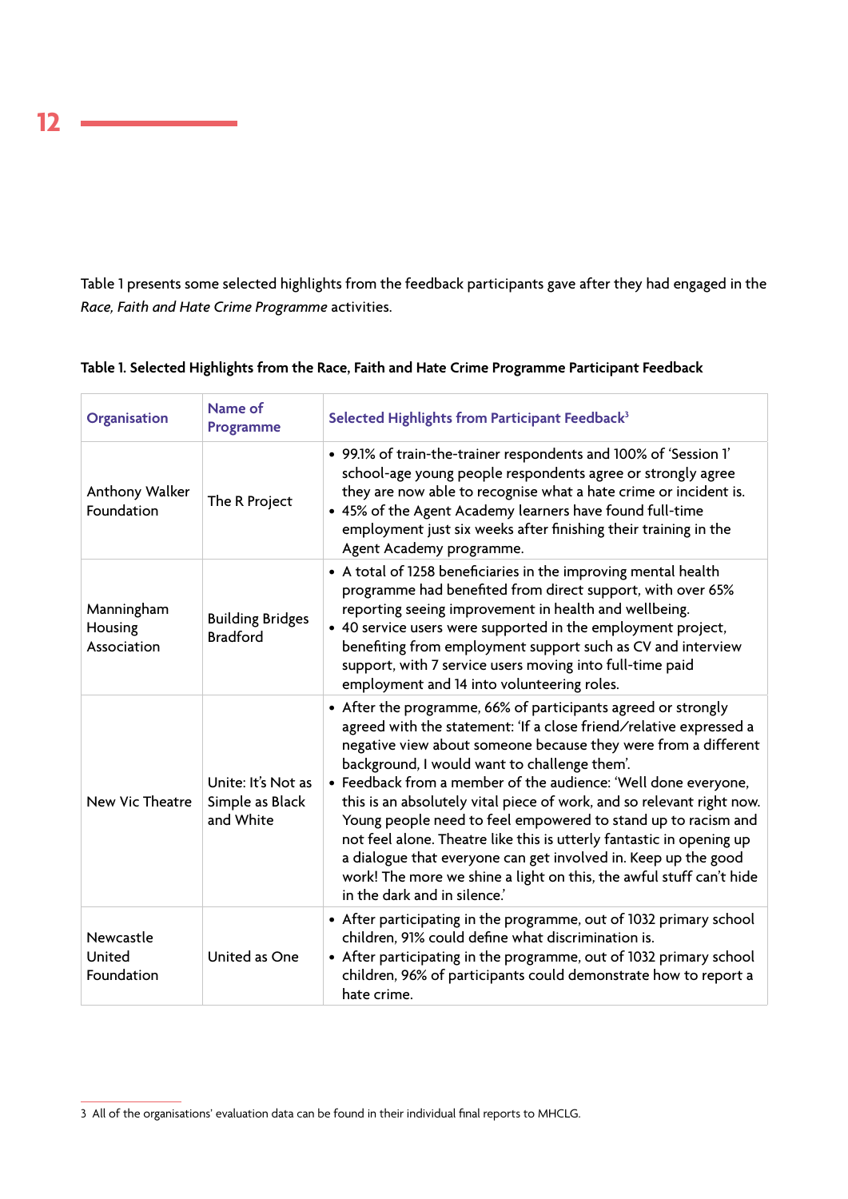Table 1 presents some selected highlights from the feedback participants gave after they had engaged in the *Race, Faith and Hate Crime Programme* activities.

**Table 1. Selected Highlights from the Race, Faith and Hate Crime Programme Participant Feedback**

| Organisation | Name of Programme | Selected Highlights from Participant Feedback[3] |
|---|---|---|
| Anthony Walker Foundation | The R Project | • 99.1% of train-the-trainer respondents and 100% of 'Session 1' school-age young people respondents agree or strongly agree they are now able to recognise what a hate crime or incident is.<br>• 45% of the Agent Academy learners have found full-time employment just six weeks after finishing their training in the Agent Academy programme. |
| Manningham Housing Association | Building Bridges Bradford | • A total of 1258 beneficiaries in the improving mental health programme had benefited from direct support, with over 65% reporting seeing improvement in health and wellbeing.<br>• 40 service users were supported in the employment project, benefiting from employment support such as CV and interview support, with 7 service users moving into full-time paid employment and 14 into volunteering roles. |
| New Vic Theatre | Unite: It's Not as Simple as Black and White | • After the programme, 66% of participants agreed or strongly agreed with the statement: 'If a close friend/relative expressed a negative view about someone because they were from a different background, I would want to challenge them'.<br>• Feedback from a member of the audience: 'Well done everyone, this is an absolutely vital piece of work, and so relevant right now. Young people need to feel empowered to stand up to racism and not feel alone. Theatre like this is utterly fantastic in opening up a dialogue that everyone can get involved in. Keep up the good work! The more we shine a light on this, the awful stuff can't hide in the dark and in silence.' |
| Newcastle United Foundation | United as One | • After participating in the programme, out of 1032 primary school children, 91% could define what discrimination is.<br>• After participating in the programme, out of 1032 primary school children, 96% of participants could demonstrate how to report a hate crime. |

3 All of the organisations' evaluation data can be found in their individual final reports to MHCLG.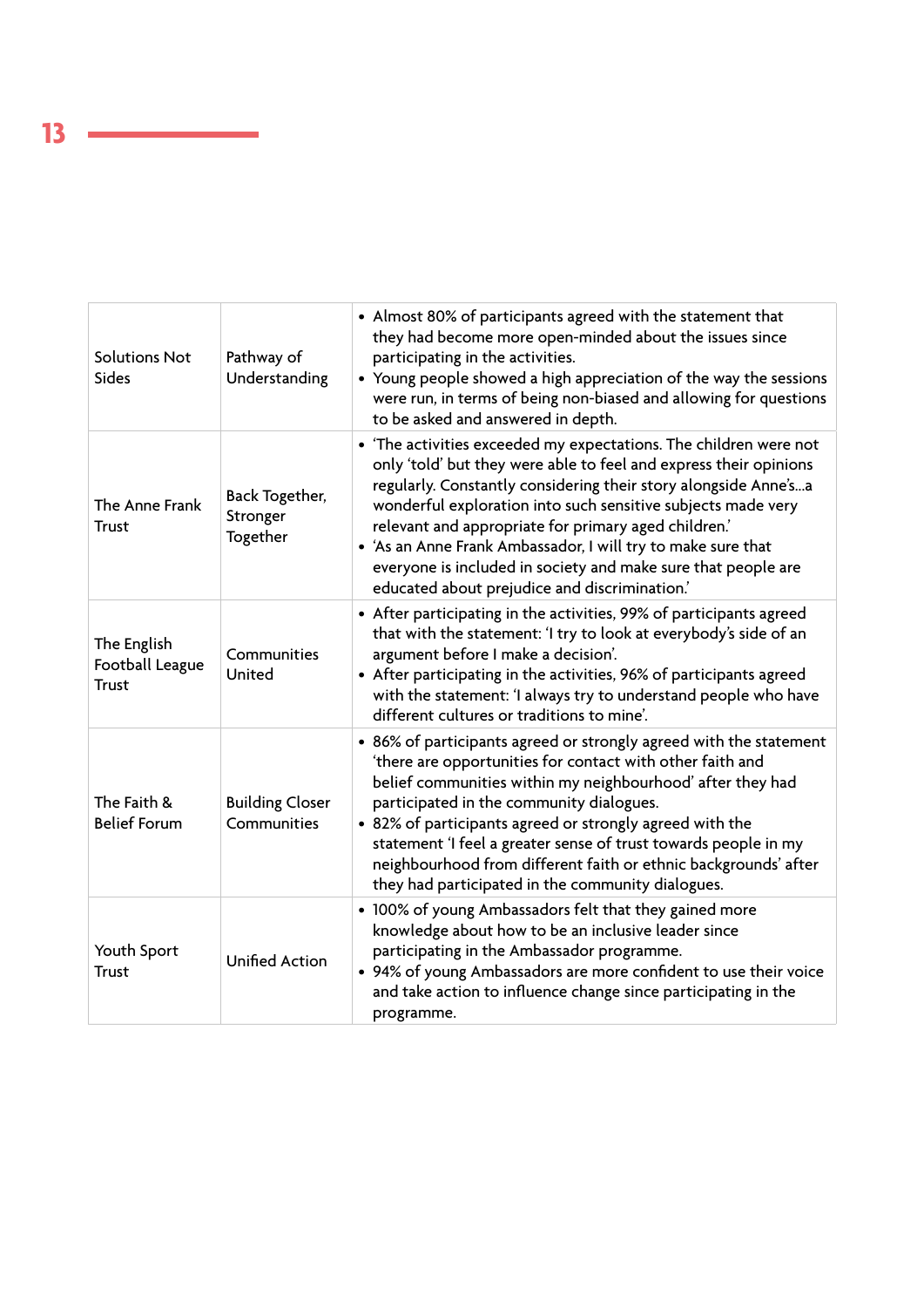| | | |
|---|---|---|
| Solutions Not Sides | Pathway of Understanding | • Almost 80% of participants agreed with the statement that they had become more open-minded about the issues since participating in the activities.<br>• Young people showed a high appreciation of the way the sessions were run, in terms of being non-biased and allowing for questions to be asked and answered in depth. |
| The Anne Frank Trust | Back Together, Stronger Together | • 'The activities exceeded my expectations. The children were not only 'told' but they were able to feel and express their opinions regularly. Constantly considering their story alongside Anne's...a wonderful exploration into such sensitive subjects made very relevant and appropriate for primary aged children.'<br>• 'As an Anne Frank Ambassador, I will try to make sure that everyone is included in society and make sure that people are educated about prejudice and discrimination.' |
| The English Football League Trust | Communities United | • After participating in the activities, 99% of participants agreed that with the statement: 'I try to look at everybody's side of an argument before I make a decision'.<br>• After participating in the activities, 96% of participants agreed with the statement: 'I always try to understand people who have different cultures or traditions to mine'. |
| The Faith & Belief Forum | Building Closer Communities | • 86% of participants agreed or strongly agreed with the statement 'there are opportunities for contact with other faith and belief communities within my neighbourhood' after they had participated in the community dialogues.<br>• 82% of participants agreed or strongly agreed with the statement 'I feel a greater sense of trust towards people in my neighbourhood from different faith or ethnic backgrounds' after they had participated in the community dialogues. |
| Youth Sport Trust | Unified Action | • 100% of young Ambassadors felt that they gained more knowledge about how to be an inclusive leader since participating in the Ambassador programme.<br>• 94% of young Ambassadors are more confident to use their voice and take action to influence change since participating in the programme. |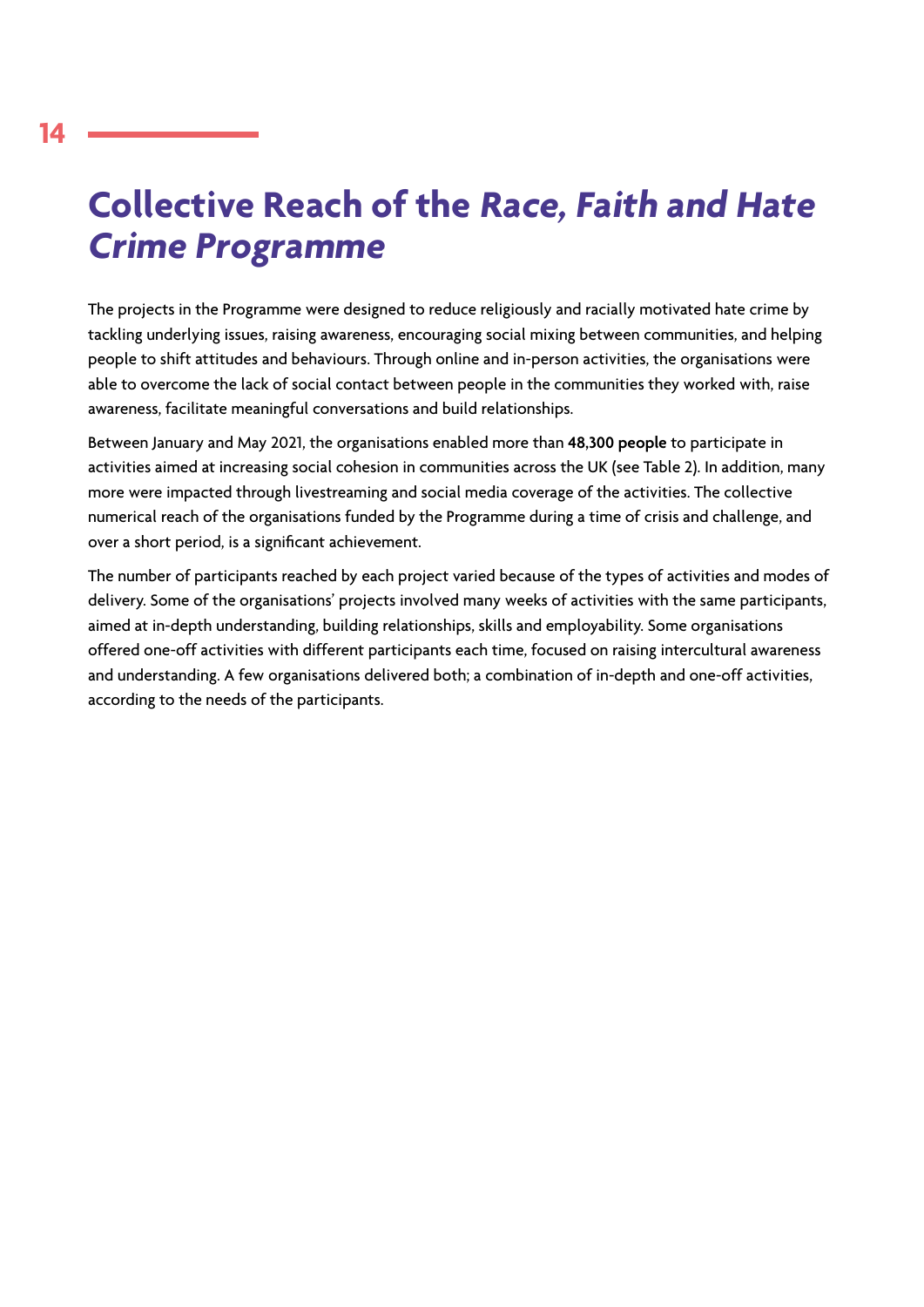# Collective Reach of the *Race, Faith and Hate Crime Programme*

The projects in the Programme were designed to reduce religiously and racially motivated hate crime by tackling underlying issues, raising awareness, encouraging social mixing between communities, and helping people to shift attitudes and behaviours. Through online and in-person activities, the organisations were able to overcome the lack of social contact between people in the communities they worked with, raise awareness, facilitate meaningful conversations and build relationships.

Between January and May 2021, the organisations enabled more than **48,300 people** to participate in activities aimed at increasing social cohesion in communities across the UK (see Table 2). In addition, many more were impacted through livestreaming and social media coverage of the activities. The collective numerical reach of the organisations funded by the Programme during a time of crisis and challenge, and over a short period, is a significant achievement.

The number of participants reached by each project varied because of the types of activities and modes of delivery. Some of the organisations' projects involved many weeks of activities with the same participants, aimed at in-depth understanding, building relationships, skills and employability. Some organisations offered one-off activities with different participants each time, focused on raising intercultural awareness and understanding. A few organisations delivered both; a combination of in-depth and one-off activities, according to the needs of the participants.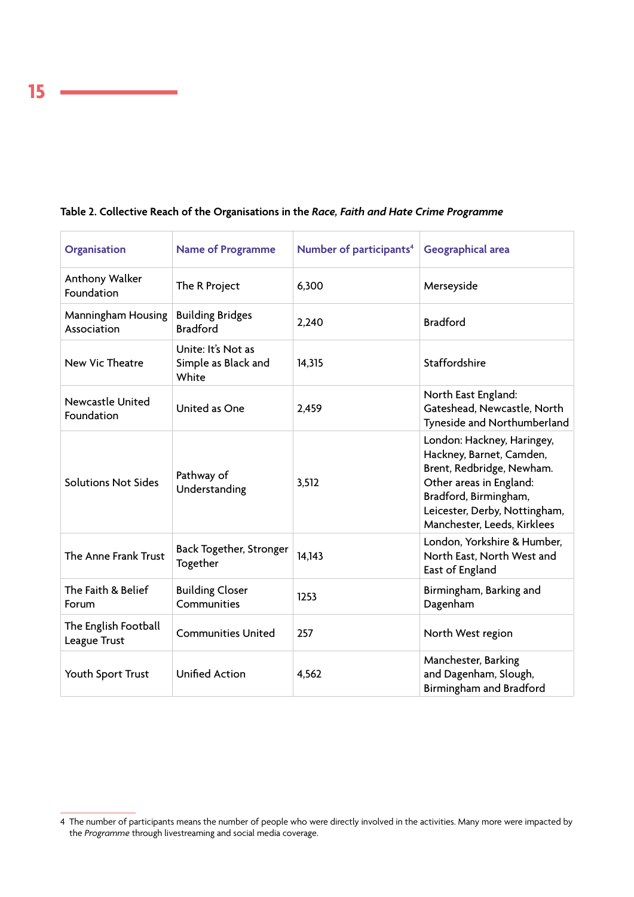**Table 2. Collective Reach of the Organisations in the *Race, Faith and Hate Crime Programme***

| Organisation | Name of Programme | Number of participants[4] | Geographical area |
|---|---|---|---|
| Anthony Walker Foundation | The R Project | 6,300 | Merseyside |
| Manningham Housing Association | Building Bridges Bradford | 2,240 | Bradford |
| New Vic Theatre | Unite: It's Not as Simple as Black and White | 14,315 | Staffordshire |
| Newcastle United Foundation | United as One | 2,459 | North East England: Gateshead, Newcastle, North Tyneside and Northumberland |
| Solutions Not Sides | Pathway of Understanding | 3,512 | London: Hackney, Haringey, Hackney, Barnet, Camden, Brent, Redbridge, Newham. Other areas in England: Bradford, Birmingham, Leicester, Derby, Nottingham, Manchester, Leeds, Kirklees |
| The Anne Frank Trust | Back Together, Stronger Together | 14,143 | London, Yorkshire & Humber, North East, North West and East of England |
| The Faith & Belief Forum | Building Closer Communities | 1253 | Birmingham, Barking and Dagenham |
| The English Football League Trust | Communities United | 257 | North West region |
| Youth Sport Trust | Unified Action | 4,562 | Manchester, Barking and Dagenham, Slough, Birmingham and Bradford |

4 The number of participants means the number of people who were directly involved in the activities. Many more were impacted by the *Programme* through livestreaming and social media coverage.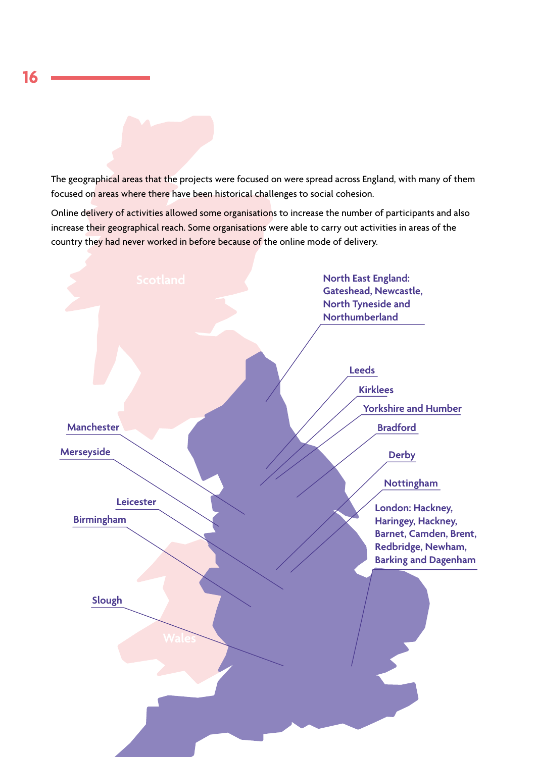The geographical areas that the projects were focused on were spread across England, with many of them focused on areas where there have been historical challenges to social cohesion.

Online delivery of activities allowed some organisations to increase the number of participants and also increase their geographical reach. Some organisations were able to carry out activities in areas of the country they had never worked in before because of the online mode of delivery.

Scotland

North East England: Gateshead, Newcastle, North Tyneside and Northumberland

Leeds

Kirklees

Yorkshire and Humber

Bradford

Manchester

Merseyside

Derby

Nottingham

Leicester

Birmingham

London: Hackney, Haringey, Hackney, Barnet, Camden, Brent, Redbridge, Newham, Barking and Dagenham

Slough

Wales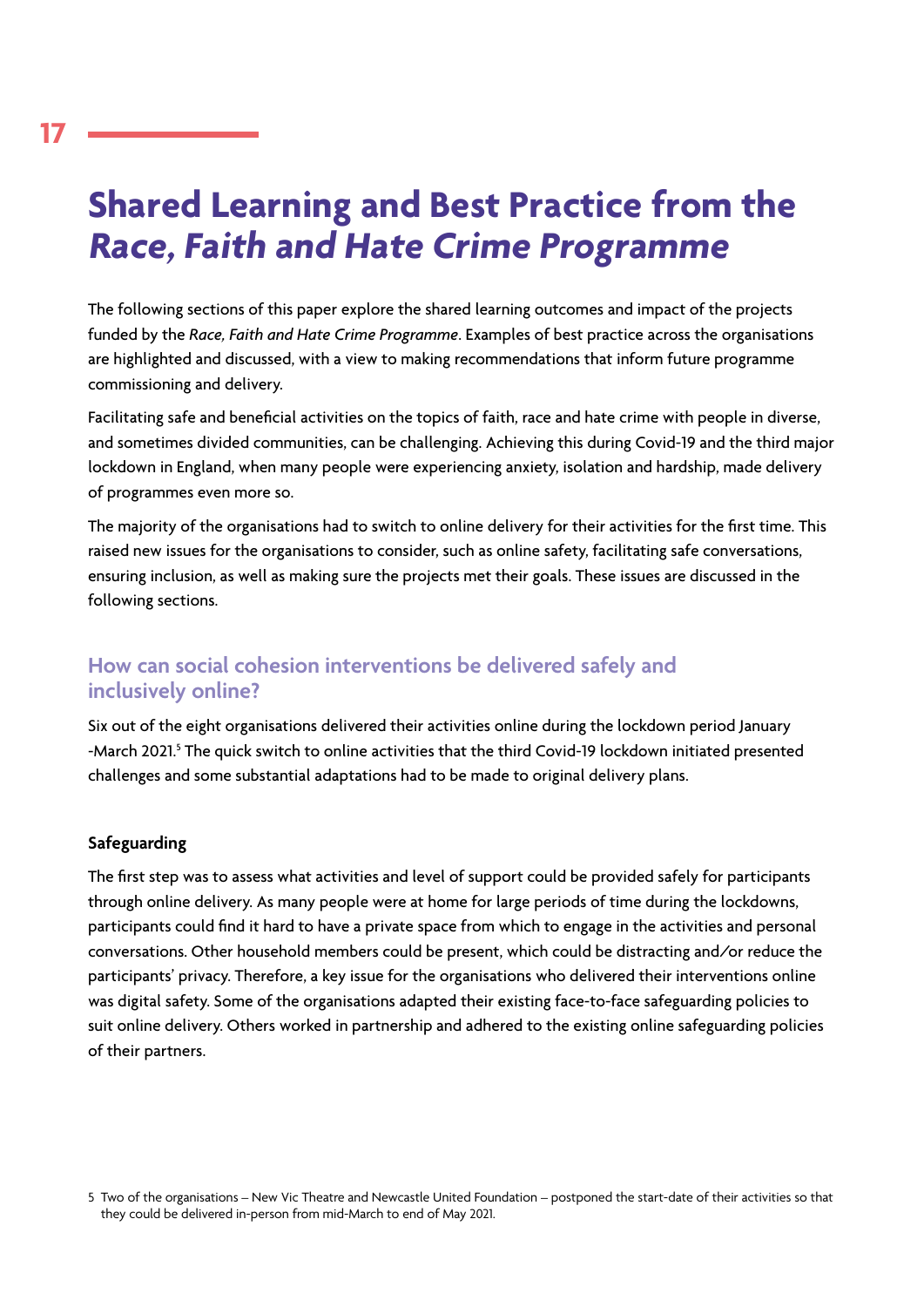# Shared Learning and Best Practice from the *Race, Faith and Hate Crime Programme*

The following sections of this paper explore the shared learning outcomes and impact of the projects funded by the *Race, Faith and Hate Crime Programme*. Examples of best practice across the organisations are highlighted and discussed, with a view to making recommendations that inform future programme commissioning and delivery.

Facilitating safe and beneficial activities on the topics of faith, race and hate crime with people in diverse, and sometimes divided communities, can be challenging. Achieving this during Covid-19 and the third major lockdown in England, when many people were experiencing anxiety, isolation and hardship, made delivery of programmes even more so.

The majority of the organisations had to switch to online delivery for their activities for the first time. This raised new issues for the organisations to consider, such as online safety, facilitating safe conversations, ensuring inclusion, as well as making sure the projects met their goals. These issues are discussed in the following sections.

## How can social cohesion interventions be delivered safely and inclusively online?

Six out of the eight organisations delivered their activities online during the lockdown period January -March 2021.[5] The quick switch to online activities that the third Covid-19 lockdown initiated presented challenges and some substantial adaptations had to be made to original delivery plans.

### Safeguarding

The first step was to assess what activities and level of support could be provided safely for participants through online delivery. As many people were at home for large periods of time during the lockdowns, participants could find it hard to have a private space from which to engage in the activities and personal conversations. Other household members could be present, which could be distracting and/or reduce the participants' privacy. Therefore, a key issue for the organisations who delivered their interventions online was digital safety. Some of the organisations adapted their existing face-to-face safeguarding policies to suit online delivery. Others worked in partnership and adhered to the existing online safeguarding policies of their partners.

5 Two of the organisations – New Vic Theatre and Newcastle United Foundation – postponed the start-date of their activities so that they could be delivered in-person from mid-March to end of May 2021.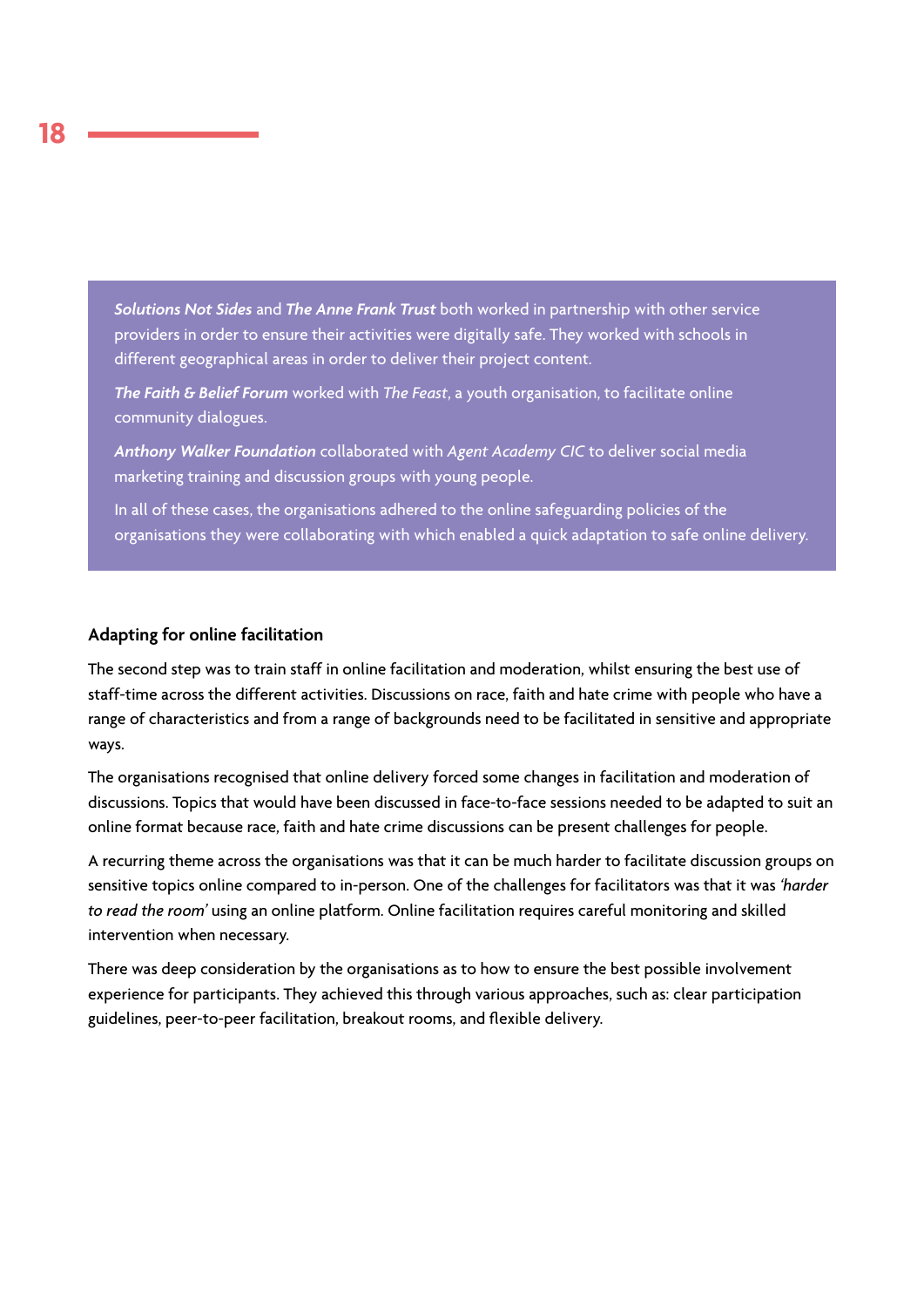***Solutions Not Sides*** and ***The Anne Frank Trust*** both worked in partnership with other service providers in order to ensure their activities were digitally safe. They worked with schools in different geographical areas in order to deliver their project content.

***The Faith & Belief Forum*** worked with *The Feast*, a youth organisation, to facilitate online community dialogues.

***Anthony Walker Foundation*** collaborated with *Agent Academy CIC* to deliver social media marketing training and discussion groups with young people.

In all of these cases, the organisations adhered to the online safeguarding policies of the organisations they were collaborating with which enabled a quick adaptation to safe online delivery.

### Adapting for online facilitation

The second step was to train staff in online facilitation and moderation, whilst ensuring the best use of staff-time across the different activities. Discussions on race, faith and hate crime with people who have a range of characteristics and from a range of backgrounds need to be facilitated in sensitive and appropriate ways.

The organisations recognised that online delivery forced some changes in facilitation and moderation of discussions. Topics that would have been discussed in face-to-face sessions needed to be adapted to suit an online format because race, faith and hate crime discussions can be present challenges for people.

A recurring theme across the organisations was that it can be much harder to facilitate discussion groups on sensitive topics online compared to in-person. One of the challenges for facilitators was that it was *'harder to read the room'* using an online platform. Online facilitation requires careful monitoring and skilled intervention when necessary.

There was deep consideration by the organisations as to how to ensure the best possible involvement experience for participants. They achieved this through various approaches, such as: clear participation guidelines, peer-to-peer facilitation, breakout rooms, and flexible delivery.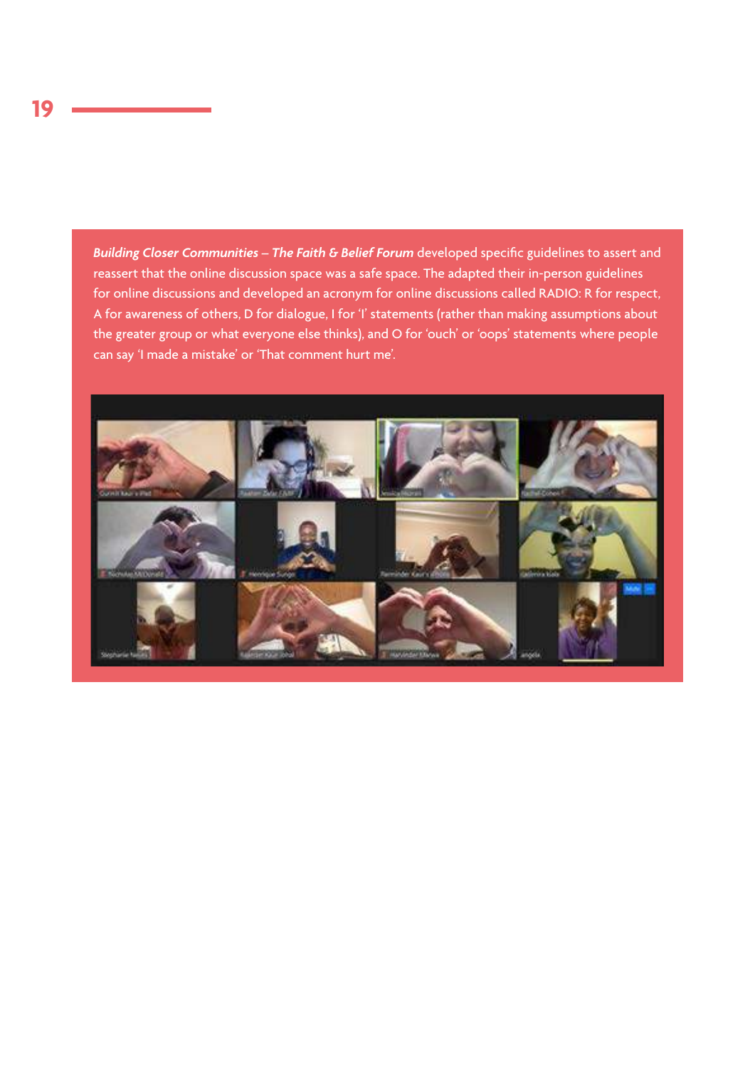***Building Closer Communities – The Faith & Belief Forum*** developed specific guidelines to assert and reassert that the online discussion space was a safe space. The adapted their in-person guidelines for online discussions and developed an acronym for online discussions called RADIO: R for respect, A for awareness of others, D for dialogue, I for 'I' statements (rather than making assumptions about the greater group or what everyone else thinks), and O for 'ouch' or 'oops' statements where people can say 'I made a mistake' or 'That comment hurt me'.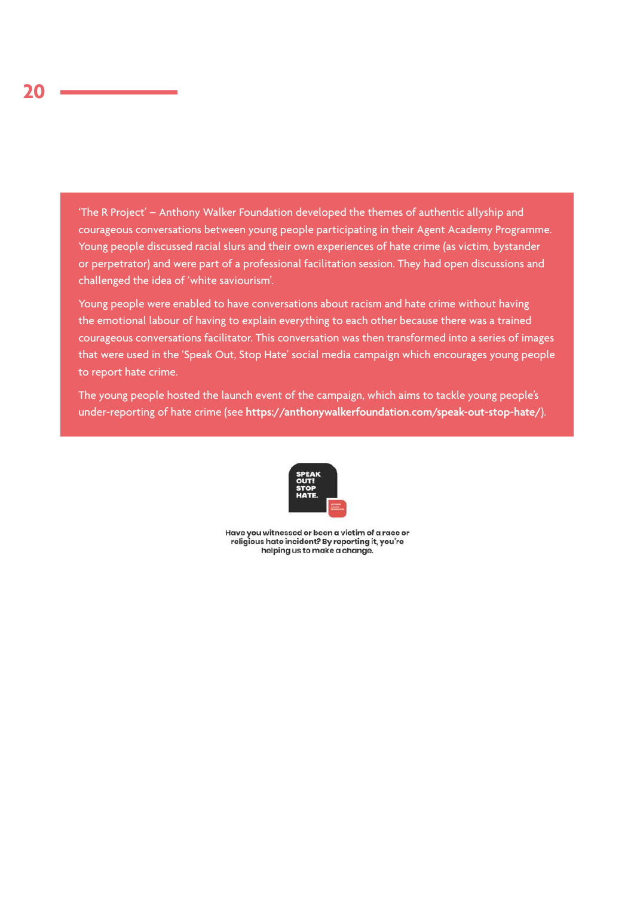'The R Project' – Anthony Walker Foundation developed the themes of authentic allyship and courageous conversations between young people participating in their Agent Academy Programme. Young people discussed racial slurs and their own experiences of hate crime (as victim, bystander or perpetrator) and were part of a professional facilitation session. They had open discussions and challenged the idea of 'white saviourism'.

Young people were enabled to have conversations about racism and hate crime without having the emotional labour of having to explain everything to each other because there was a trained courageous conversations facilitator. This conversation was then transformed into a series of images that were used in the 'Speak Out, Stop Hate' social media campaign which encourages young people to report hate crime.

The young people hosted the launch event of the campaign, which aims to tackle young people's under-reporting of hate crime (see **https://anthonywalkerfoundation.com/speak-out-stop-hate/**).

SPEAK OUT! STOP HATE.

Have you witnessed or been a victim of a race or religious hate incident? By reporting it, you're helping us to make a change.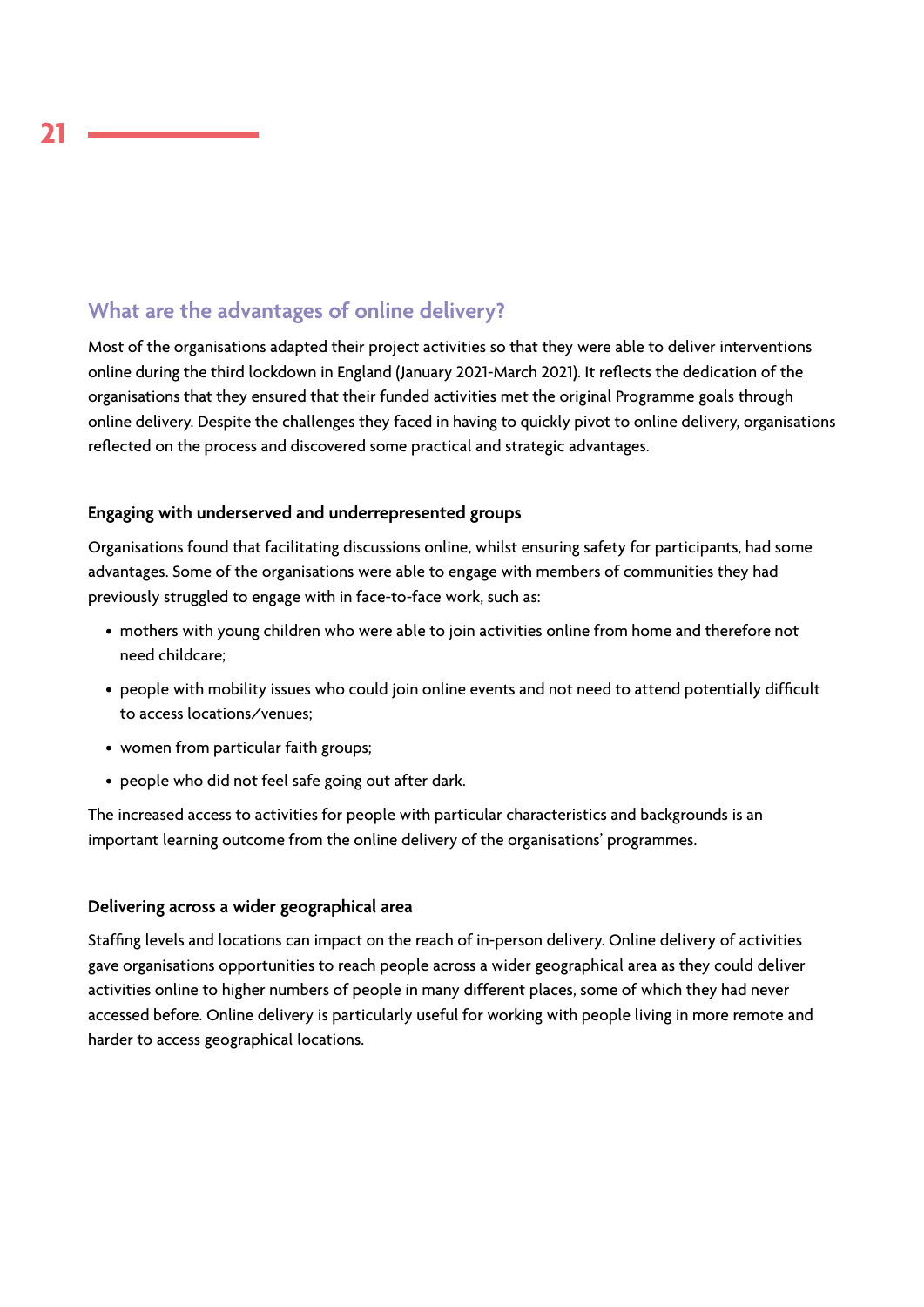## What are the advantages of online delivery?

Most of the organisations adapted their project activities so that they were able to deliver interventions online during the third lockdown in England (January 2021-March 2021). It reflects the dedication of the organisations that they ensured that their funded activities met the original Programme goals through online delivery. Despite the challenges they faced in having to quickly pivot to online delivery, organisations reflected on the process and discovered some practical and strategic advantages.

### Engaging with underserved and underrepresented groups

Organisations found that facilitating discussions online, whilst ensuring safety for participants, had some advantages. Some of the organisations were able to engage with members of communities they had previously struggled to engage with in face-to-face work, such as:

- mothers with young children who were able to join activities online from home and therefore not need childcare;
- people with mobility issues who could join online events and not need to attend potentially difficult to access locations/venues;
- women from particular faith groups;
- people who did not feel safe going out after dark.

The increased access to activities for people with particular characteristics and backgrounds is an important learning outcome from the online delivery of the organisations' programmes.

### Delivering across a wider geographical area

Staffing levels and locations can impact on the reach of in-person delivery. Online delivery of activities gave organisations opportunities to reach people across a wider geographical area as they could deliver activities online to higher numbers of people in many different places, some of which they had never accessed before. Online delivery is particularly useful for working with people living in more remote and harder to access geographical locations.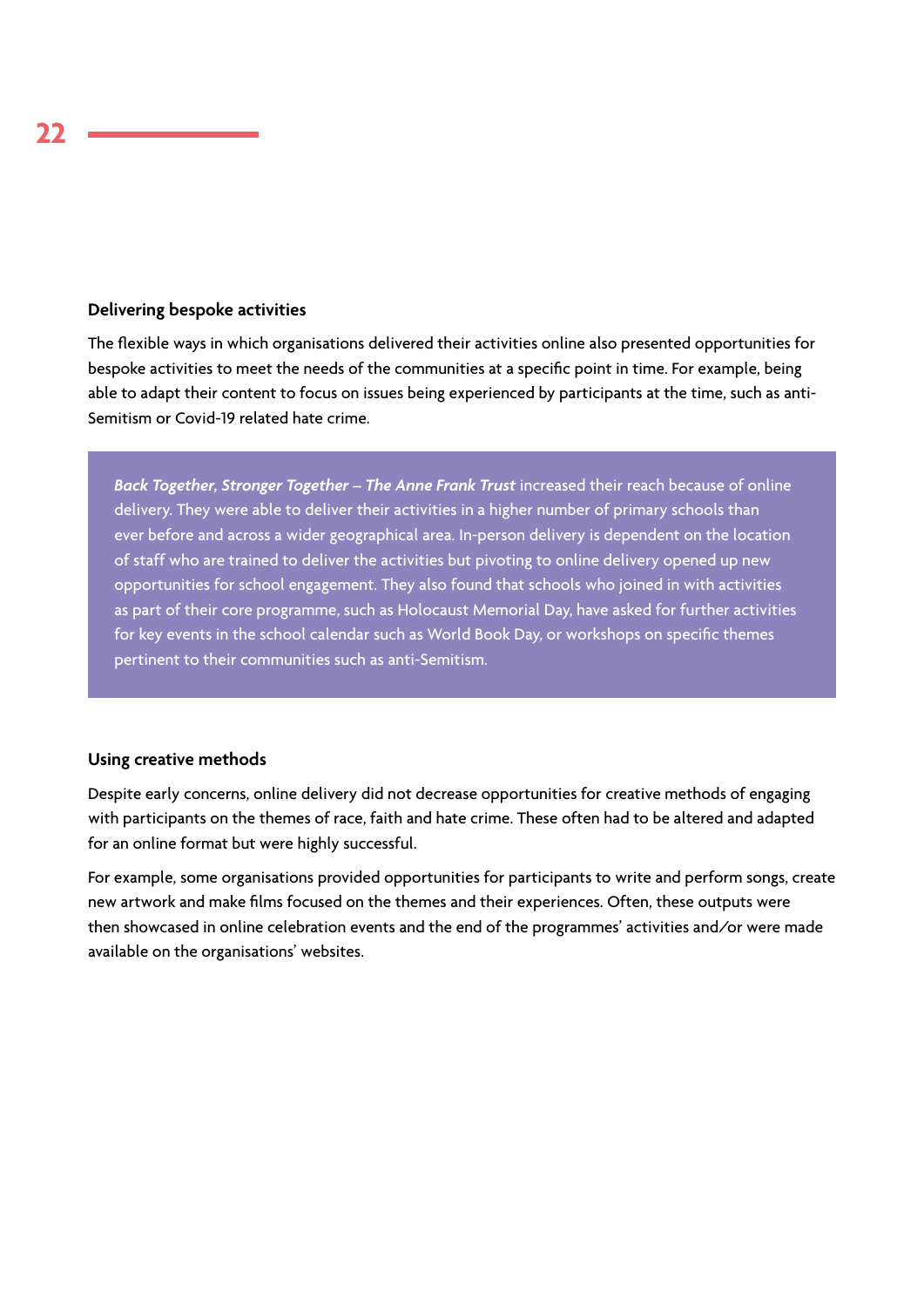### Delivering bespoke activities

The flexible ways in which organisations delivered their activities online also presented opportunities for bespoke activities to meet the needs of the communities at a specific point in time. For example, being able to adapt their content to focus on issues being experienced by participants at the time, such as anti-Semitism or Covid-19 related hate crime.

> ***Back Together, Stronger Together – The Anne Frank Trust*** increased their reach because of online delivery. They were able to deliver their activities in a higher number of primary schools than ever before and across a wider geographical area. In-person delivery is dependent on the location of staff who are trained to deliver the activities but pivoting to online delivery opened up new opportunities for school engagement. They also found that schools who joined in with activities as part of their core programme, such as Holocaust Memorial Day, have asked for further activities for key events in the school calendar such as World Book Day, or workshops on specific themes pertinent to their communities such as anti-Semitism.

### Using creative methods

Despite early concerns, online delivery did not decrease opportunities for creative methods of engaging with participants on the themes of race, faith and hate crime. These often had to be altered and adapted for an online format but were highly successful.

For example, some organisations provided opportunities for participants to write and perform songs, create new artwork and make films focused on the themes and their experiences. Often, these outputs were then showcased in online celebration events and the end of the programmes' activities and/or were made available on the organisations' websites.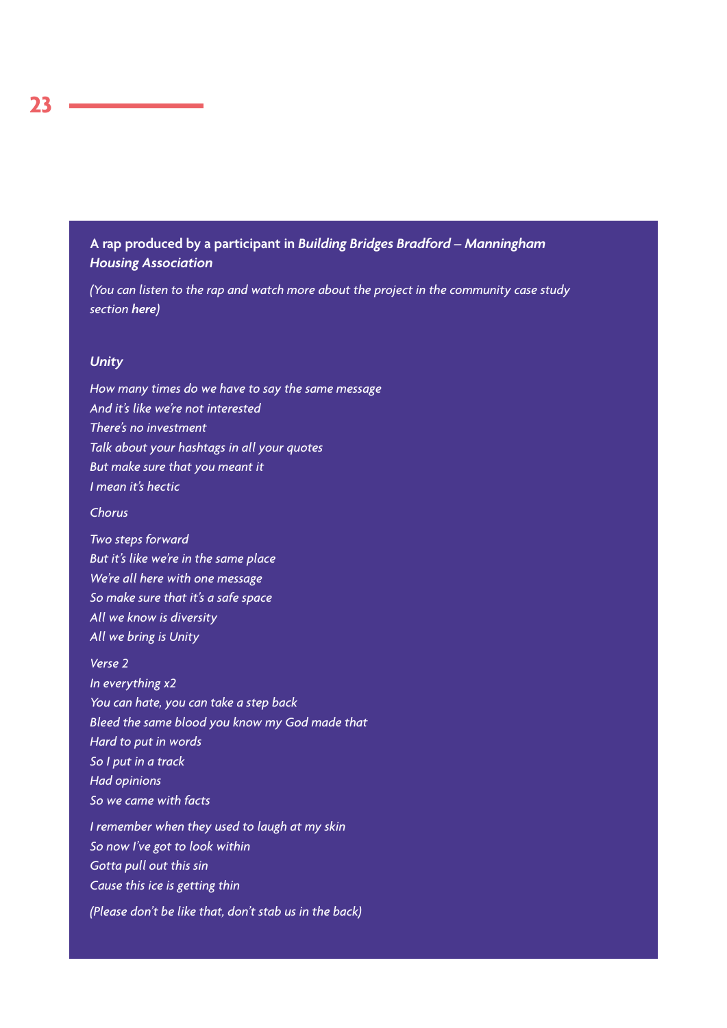**A rap produced by a participant in *Building Bridges Bradford – Manningham Housing Association***

*(You can listen to the rap and watch more about the project in the community case study section **here**)*

***Unity***

*How many times do we have to say the same message*
*And it's like we're not interested*
*There's no investment*
*Talk about your hashtags in all your quotes*
*But make sure that you meant it*
*I mean it's hectic*

*Chorus*

*Two steps forward*
*But it's like we're in the same place*
*We're all here with one message*
*So make sure that it's a safe space*
*All we know is diversity*
*All we bring is Unity*

*Verse 2*
*In everything x2*
*You can hate, you can take a step back*
*Bleed the same blood you know my God made that*
*Hard to put in words*
*So I put in a track*
*Had opinions*
*So we came with facts*

*I remember when they used to laugh at my skin*
*So now I've got to look within*
*Gotta pull out this sin*
*Cause this ice is getting thin*

*(Please don't be like that, don't stab us in the back)*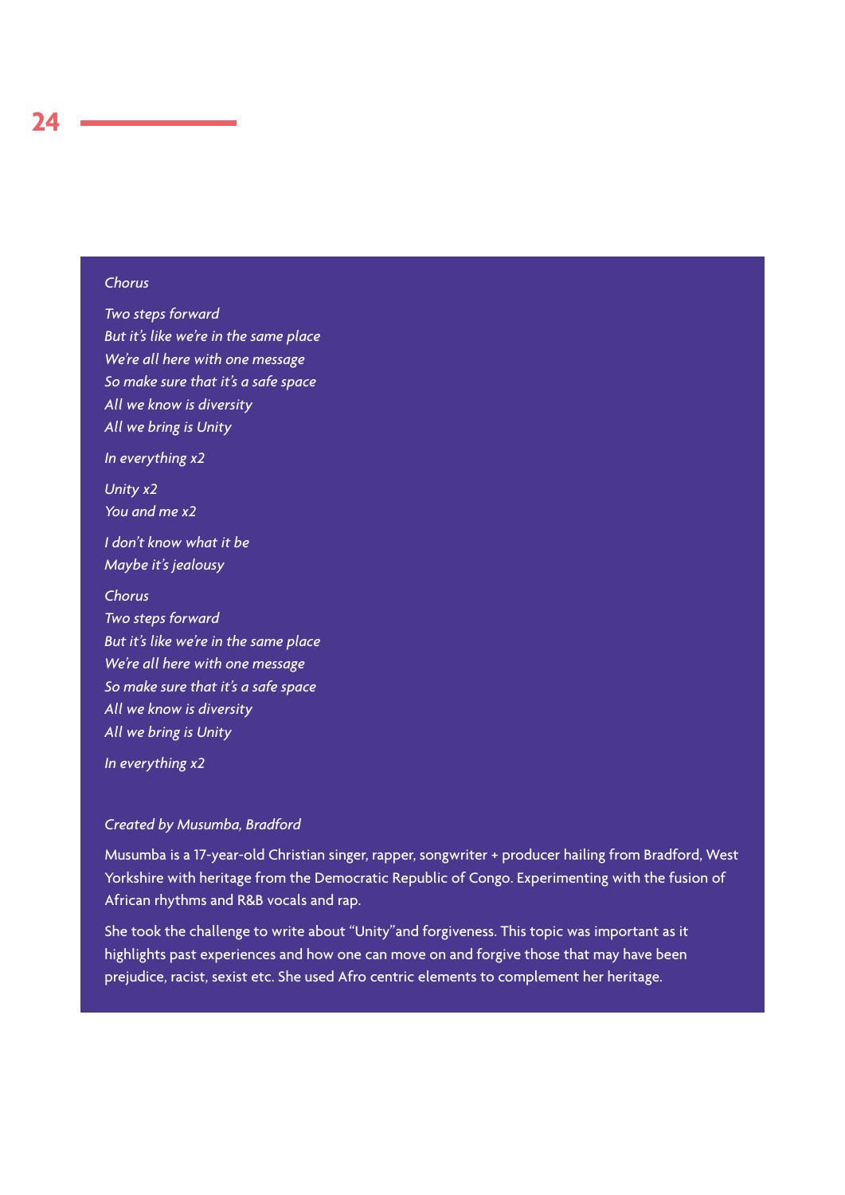*Chorus*

*Two steps forward*  
*But it's like we're in the same place*  
*We're all here with one message*  
*So make sure that it's a safe space*  
*All we know is diversity*  
*All we bring is Unity*

*In everything x2*

*Unity x2*  
*You and me x2*

*I don't know what it be*  
*Maybe it's jealousy*

*Chorus*  
*Two steps forward*  
*But it's like we're in the same place*  
*We're all here with one message*  
*So make sure that it's a safe space*  
*All we know is diversity*  
*All we bring is Unity*

*In everything x2*

*Created by Musumba, Bradford*

Musumba is a 17-year-old Christian singer, rapper, songwriter + producer hailing from Bradford, West Yorkshire with heritage from the Democratic Republic of Congo. Experimenting with the fusion of African rhythms and R&B vocals and rap.

She took the challenge to write about "Unity"and forgiveness. This topic was important as it highlights past experiences and how one can move on and forgive those that may have been prejudice, racist, sexist etc. She used Afro centric elements to complement her heritage.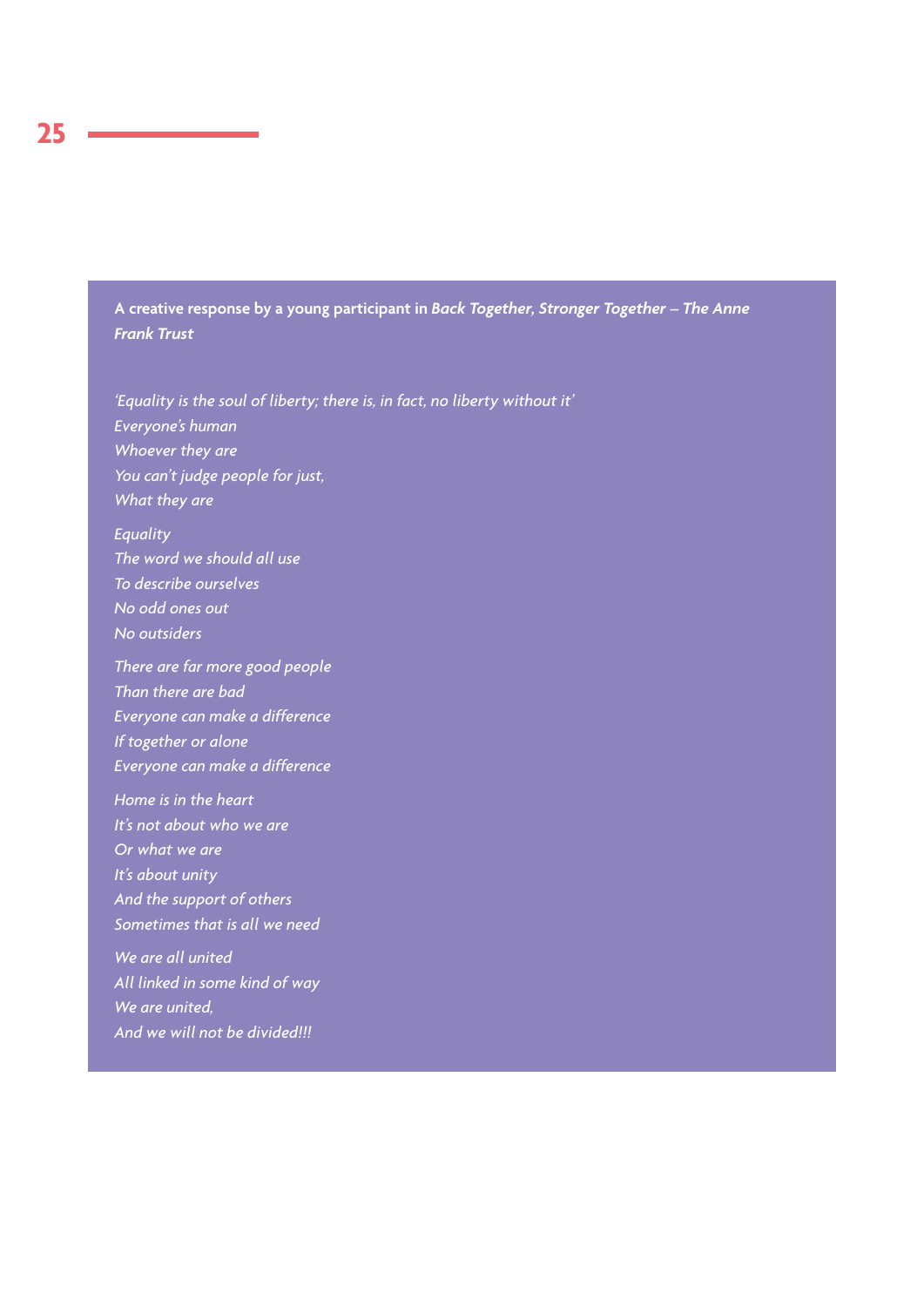**A creative response by a young participant in *Back Together, Stronger Together – The Anne Frank Trust***

*'Equality is the soul of liberty; there is, in fact, no liberty without it'*  
*Everyone's human*  
*Whoever they are*  
*You can't judge people for just,*  
*What they are*

*Equality*  
*The word we should all use*  
*To describe ourselves*  
*No odd ones out*  
*No outsiders*

*There are far more good people*  
*Than there are bad*  
*Everyone can make a difference*  
*If together or alone*  
*Everyone can make a difference*

*Home is in the heart*  
*It's not about who we are*  
*Or what we are*  
*It's about unity*  
*And the support of others*  
*Sometimes that is all we need*

*We are all united*  
*All linked in some kind of way*  
*We are united,*  
*And we will not be divided!!!*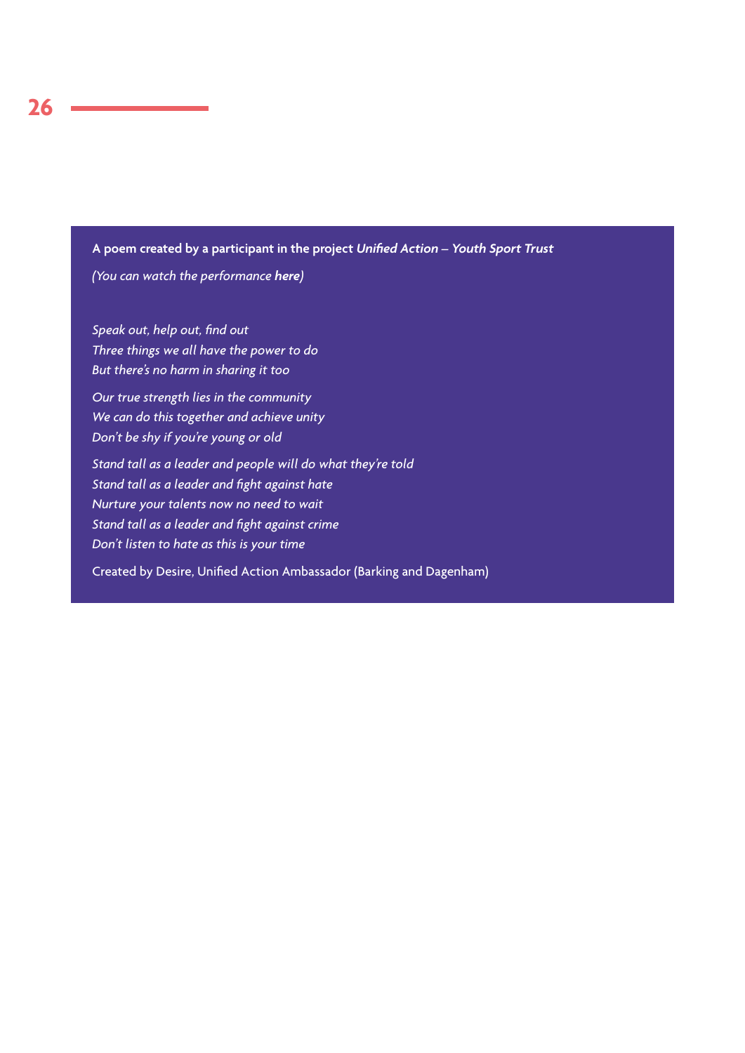**A poem created by a participant in the project *Unified Action – Youth Sport Trust***

*(You can watch the performance **here**)*

*Speak out, help out, find out*
*Three things we all have the power to do*
*But there's no harm in sharing it too*

*Our true strength lies in the community*
*We can do this together and achieve unity*
*Don't be shy if you're young or old*

*Stand tall as a leader and people will do what they're told*
*Stand tall as a leader and fight against hate*
*Nurture your talents now no need to wait*
*Stand tall as a leader and fight against crime*
*Don't listen to hate as this is your time*

Created by Desire, Unified Action Ambassador (Barking and Dagenham)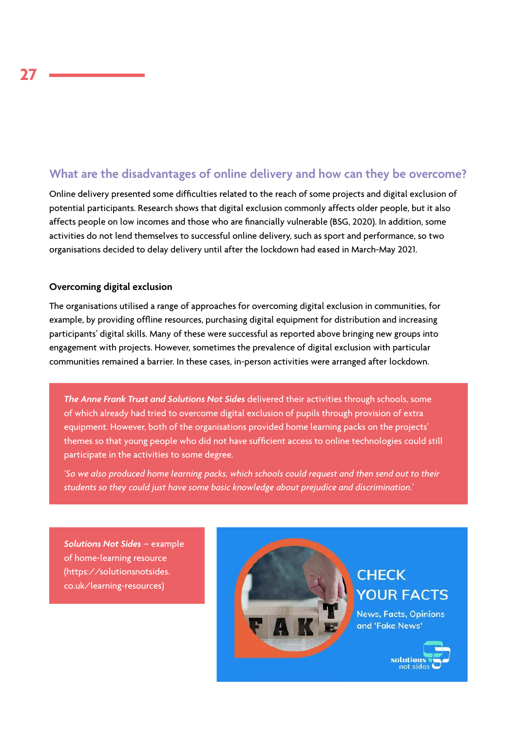## What are the disadvantages of online delivery and how can they be overcome?

Online delivery presented some difficulties related to the reach of some projects and digital exclusion of potential participants. Research shows that digital exclusion commonly affects older people, but it also affects people on low incomes and those who are financially vulnerable (BSG, 2020). In addition, some activities do not lend themselves to successful online delivery, such as sport and performance, so two organisations decided to delay delivery until after the lockdown had eased in March-May 2021.

### Overcoming digital exclusion

The organisations utilised a range of approaches for overcoming digital exclusion in communities, for example, by providing offline resources, purchasing digital equipment for distribution and increasing participants' digital skills. Many of these were successful as reported above bringing new groups into engagement with projects. However, sometimes the prevalence of digital exclusion with particular communities remained a barrier. In these cases, in-person activities were arranged after lockdown.

***The Anne Frank Trust and Solutions Not Sides*** delivered their activities through schools, some of which already had tried to overcome digital exclusion of pupils through provision of extra equipment. However, both of the organisations provided home learning packs on the projects' themes so that young people who did not have sufficient access to online technologies could still participate in the activities to some degree.

*'So we also produced home learning packs, which schools could request and then send out to their students so they could just have some basic knowledge about prejudice and discrimination.'*

***Solutions Not Sides*** – example of home-learning resource (https://solutionsnotsides.co.uk/learning-resources)

CHECK YOUR FACTS

News, Facts, Opinions and 'Fake News'

solutions not sides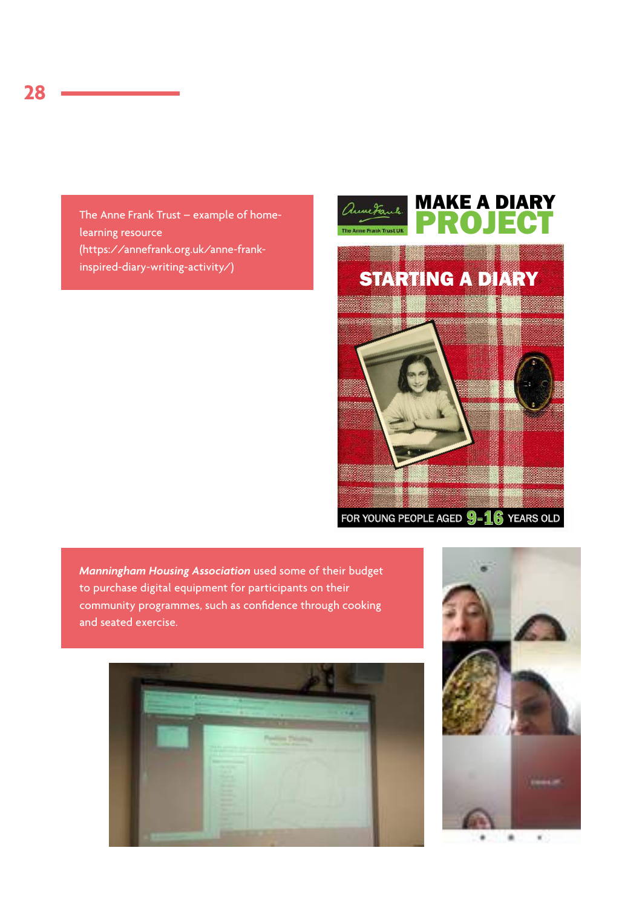The Anne Frank Trust – example of home-learning resource (https://annefrank.org.uk/anne-frank-inspired-diary-writing-activity/)

*Manningham Housing Association* used some of their budget to purchase digital equipment for participants on their community programmes, such as confidence through cooking and seated exercise.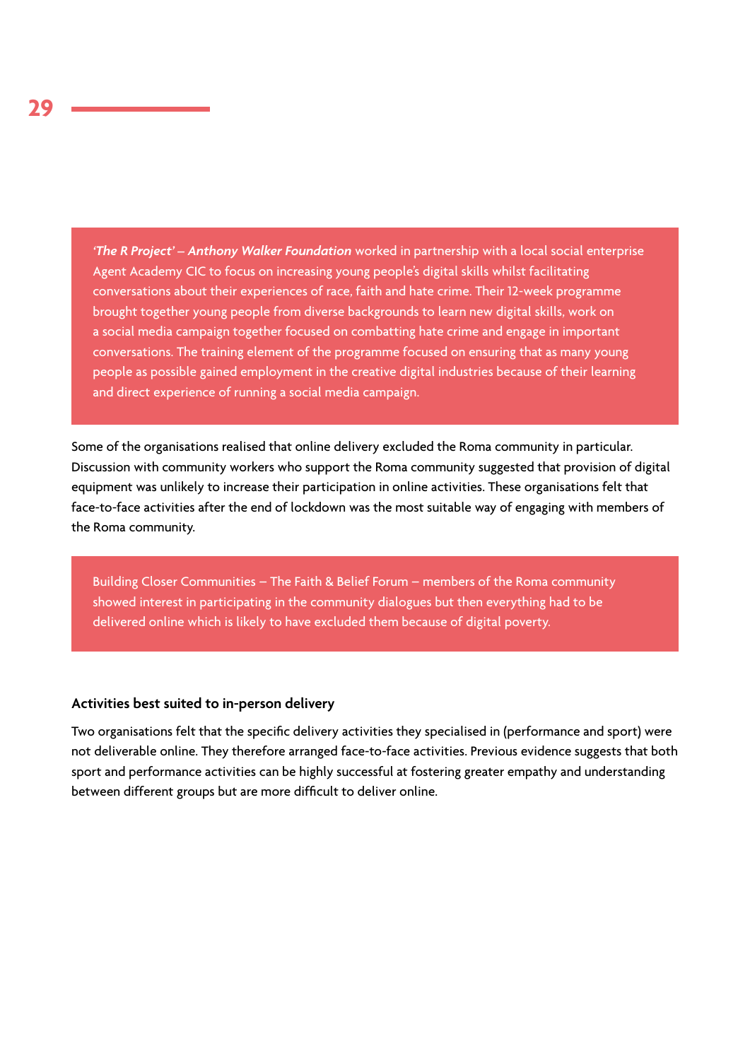*'The R Project' – **Anthony Walker Foundation*** worked in partnership with a local social enterprise Agent Academy CIC to focus on increasing young people's digital skills whilst facilitating conversations about their experiences of race, faith and hate crime. Their 12-week programme brought together young people from diverse backgrounds to learn new digital skills, work on a social media campaign together focused on combatting hate crime and engage in important conversations. The training element of the programme focused on ensuring that as many young people as possible gained employment in the creative digital industries because of their learning and direct experience of running a social media campaign.

Some of the organisations realised that online delivery excluded the Roma community in particular. Discussion with community workers who support the Roma community suggested that provision of digital equipment was unlikely to increase their participation in online activities. These organisations felt that face-to-face activities after the end of lockdown was the most suitable way of engaging with members of the Roma community.

Building Closer Communities – The Faith & Belief Forum – members of the Roma community showed interest in participating in the community dialogues but then everything had to be delivered online which is likely to have excluded them because of digital poverty.

### Activities best suited to in-person delivery

Two organisations felt that the specific delivery activities they specialised in (performance and sport) were not deliverable online. They therefore arranged face-to-face activities. Previous evidence suggests that both sport and performance activities can be highly successful at fostering greater empathy and understanding between different groups but are more difficult to deliver online.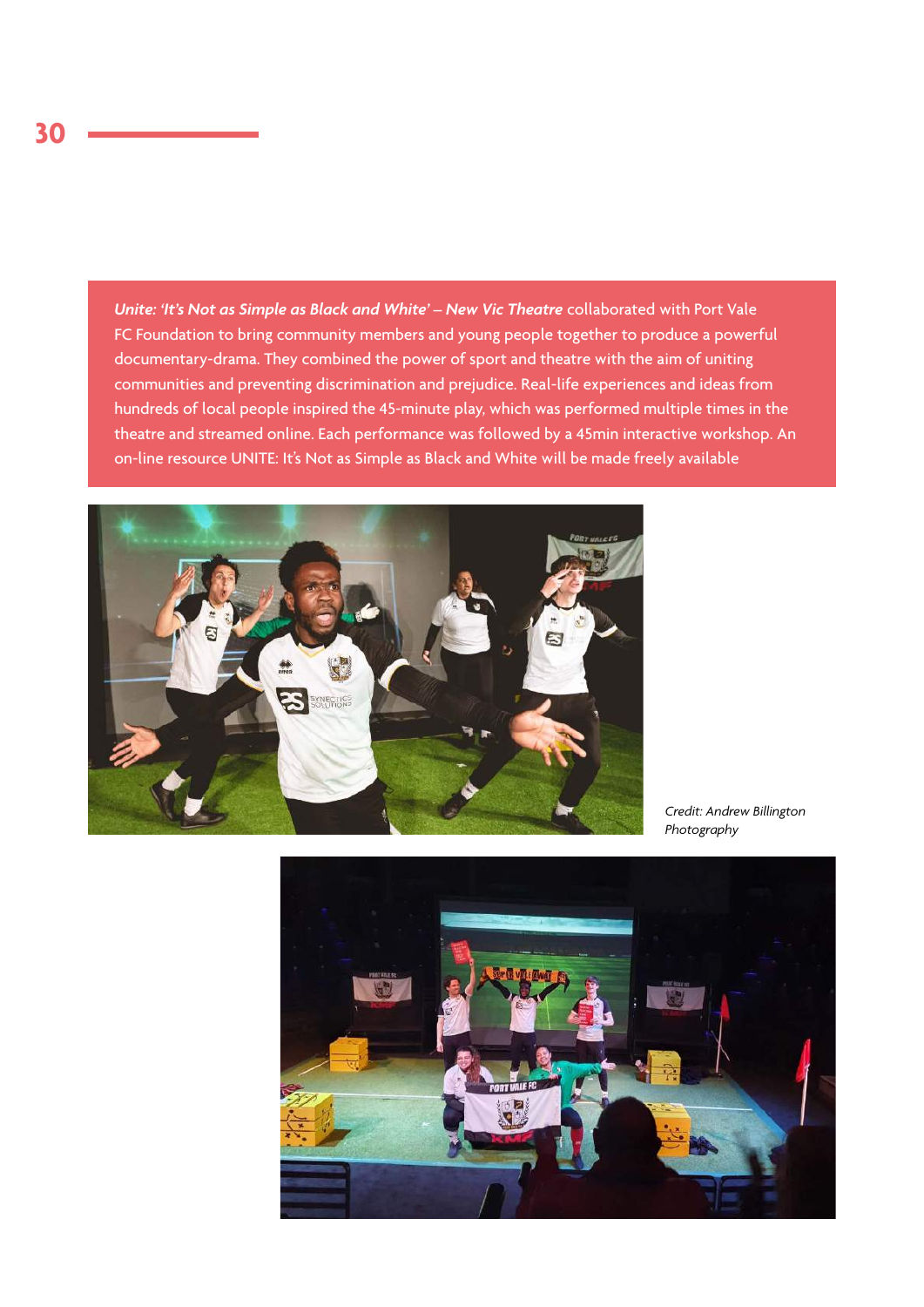***Unite: 'It's Not as Simple as Black and White' – New Vic Theatre*** collaborated with Port Vale FC Foundation to bring community members and young people together to produce a powerful documentary-drama. They combined the power of sport and theatre with the aim of uniting communities and preventing discrimination and prejudice. Real-life experiences and ideas from hundreds of local people inspired the 45-minute play, which was performed multiple times in the theatre and streamed online. Each performance was followed by a 45min interactive workshop. An on-line resource UNITE: It's Not as Simple as Black and White will be made freely available

*Credit: Andrew Billington Photography*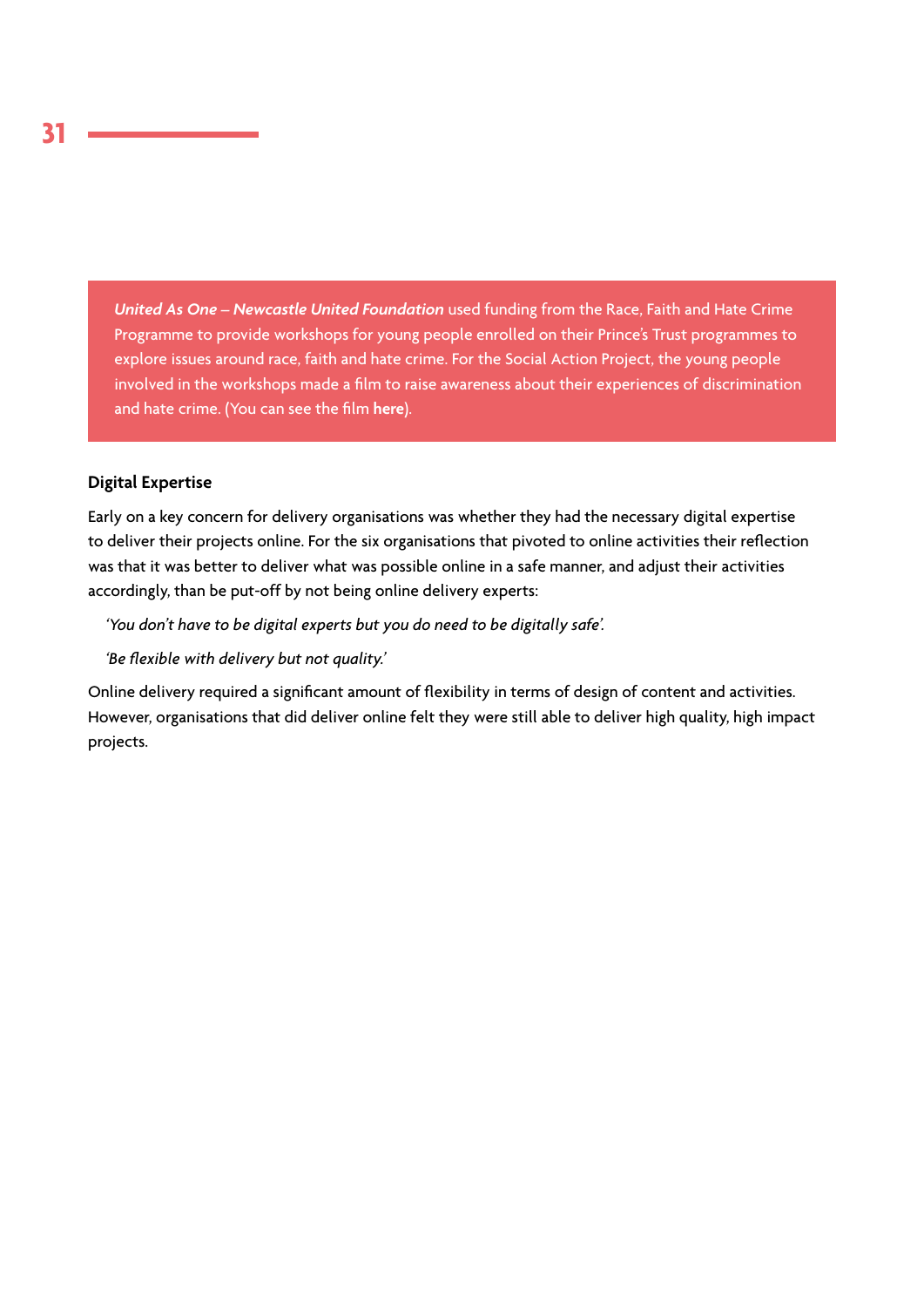> ***United As One – Newcastle United Foundation*** used funding from the Race, Faith and Hate Crime Programme to provide workshops for young people enrolled on their Prince's Trust programmes to explore issues around race, faith and hate crime. For the Social Action Project, the young people involved in the workshops made a film to raise awareness about their experiences of discrimination and hate crime. (You can see the film **here**).

**Digital Expertise**

Early on a key concern for delivery organisations was whether they had the necessary digital expertise to deliver their projects online. For the six organisations that pivoted to online activities their reflection was that it was better to deliver what was possible online in a safe manner, and adjust their activities accordingly, than be put-off by not being online delivery experts:

> *'You don't have to be digital experts but you do need to be digitally safe'.*

> *'Be flexible with delivery but not quality.'*

Online delivery required a significant amount of flexibility in terms of design of content and activities. However, organisations that did deliver online felt they were still able to deliver high quality, high impact projects.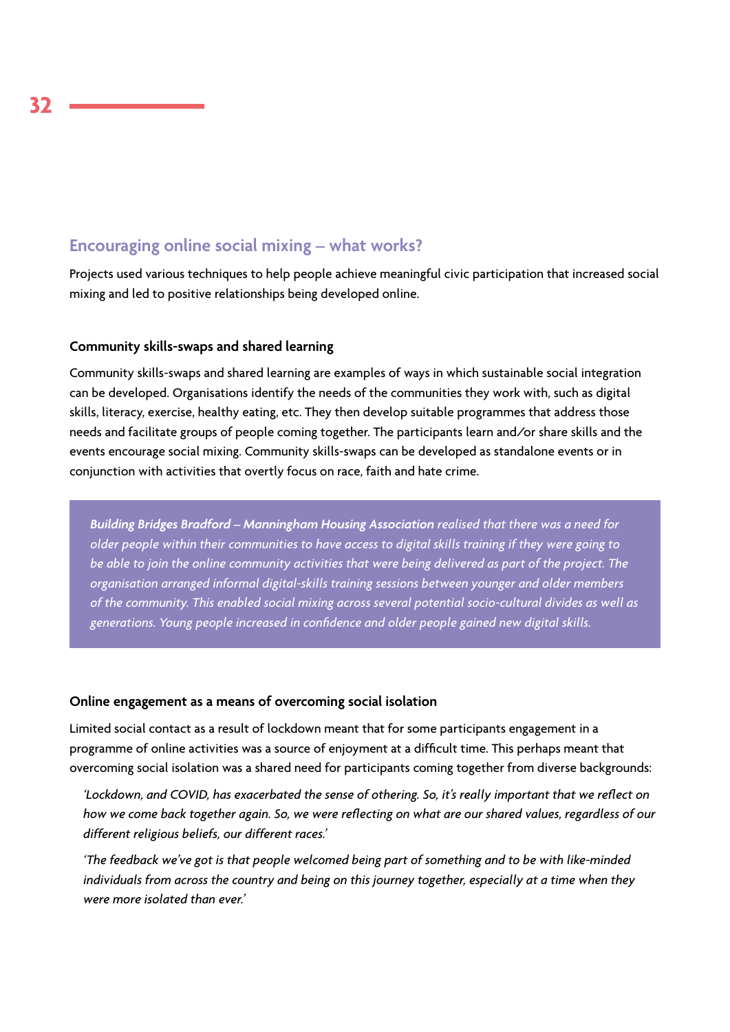## Encouraging online social mixing – what works?

Projects used various techniques to help people achieve meaningful civic participation that increased social mixing and led to positive relationships being developed online.

### Community skills-swaps and shared learning

Community skills-swaps and shared learning are examples of ways in which sustainable social integration can be developed. Organisations identify the needs of the communities they work with, such as digital skills, literacy, exercise, healthy eating, etc. They then develop suitable programmes that address those needs and facilitate groups of people coming together. The participants learn and/or share skills and the events encourage social mixing. Community skills-swaps can be developed as standalone events or in conjunction with activities that overtly focus on race, faith and hate crime.

> ***Building Bridges Bradford – Manningham Housing Association*** *realised that there was a need for older people within their communities to have access to digital skills training if they were going to be able to join the online community activities that were being delivered as part of the project. The organisation arranged informal digital-skills training sessions between younger and older members of the community. This enabled social mixing across several potential socio-cultural divides as well as generations. Young people increased in confidence and older people gained new digital skills.*

### Online engagement as a means of overcoming social isolation

Limited social contact as a result of lockdown meant that for some participants engagement in a programme of online activities was a source of enjoyment at a difficult time. This perhaps meant that overcoming social isolation was a shared need for participants coming together from diverse backgrounds:

> *'Lockdown, and COVID, has exacerbated the sense of othering. So, it's really important that we reflect on how we come back together again. So, we were reflecting on what are our shared values, regardless of our different religious beliefs, our different races.'*

> *'The feedback we've got is that people welcomed being part of something and to be with like-minded individuals from across the country and being on this journey together, especially at a time when they were more isolated than ever.'*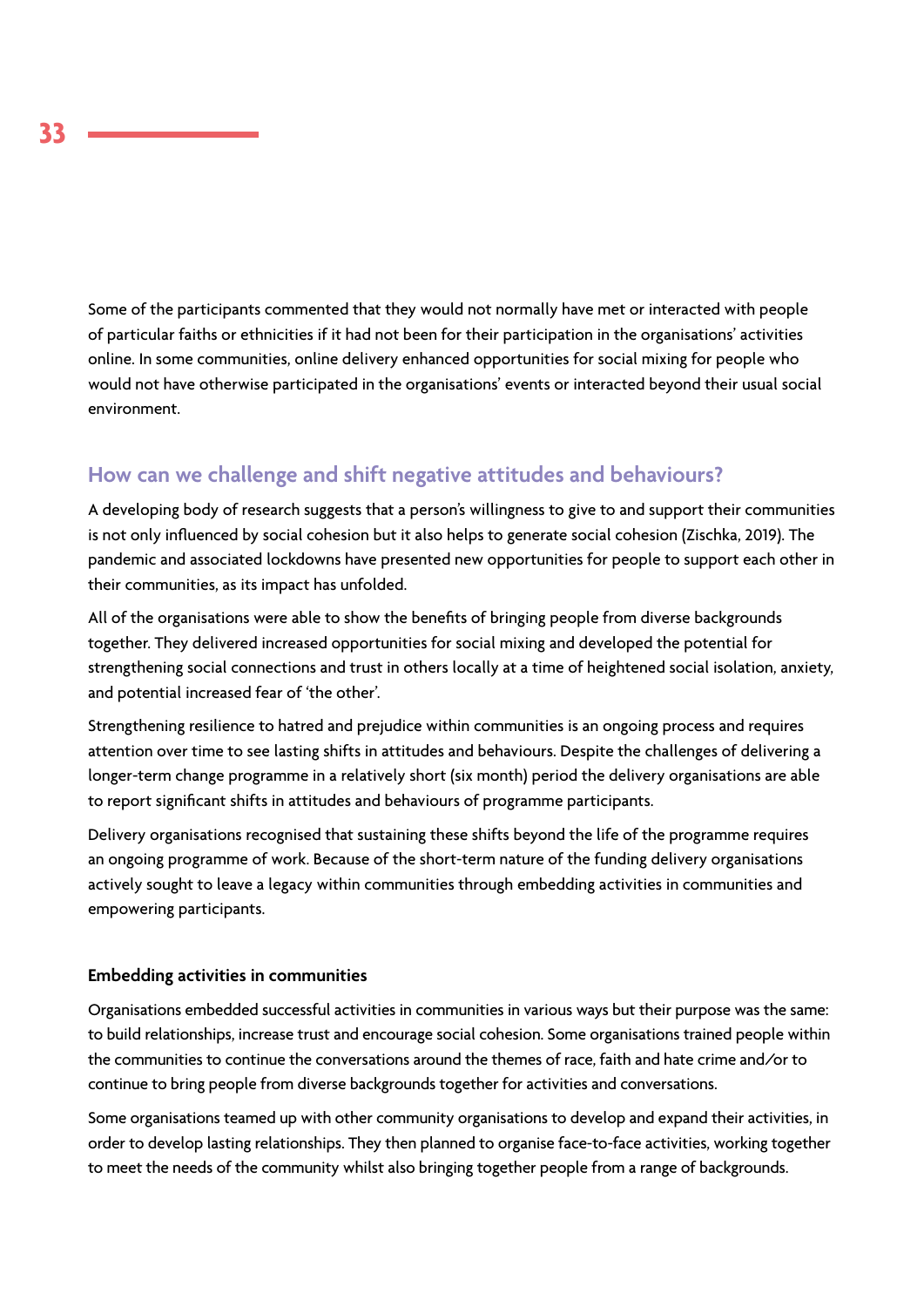Some of the participants commented that they would not normally have met or interacted with people of particular faiths or ethnicities if it had not been for their participation in the organisations' activities online. In some communities, online delivery enhanced opportunities for social mixing for people who would not have otherwise participated in the organisations' events or interacted beyond their usual social environment.

## How can we challenge and shift negative attitudes and behaviours?

A developing body of research suggests that a person's willingness to give to and support their communities is not only influenced by social cohesion but it also helps to generate social cohesion (Zischka, 2019). The pandemic and associated lockdowns have presented new opportunities for people to support each other in their communities, as its impact has unfolded.

All of the organisations were able to show the benefits of bringing people from diverse backgrounds together. They delivered increased opportunities for social mixing and developed the potential for strengthening social connections and trust in others locally at a time of heightened social isolation, anxiety, and potential increased fear of 'the other'.

Strengthening resilience to hatred and prejudice within communities is an ongoing process and requires attention over time to see lasting shifts in attitudes and behaviours. Despite the challenges of delivering a longer-term change programme in a relatively short (six month) period the delivery organisations are able to report significant shifts in attitudes and behaviours of programme participants.

Delivery organisations recognised that sustaining these shifts beyond the life of the programme requires an ongoing programme of work. Because of the short-term nature of the funding delivery organisations actively sought to leave a legacy within communities through embedding activities in communities and empowering participants.

### Embedding activities in communities

Organisations embedded successful activities in communities in various ways but their purpose was the same: to build relationships, increase trust and encourage social cohesion. Some organisations trained people within the communities to continue the conversations around the themes of race, faith and hate crime and/or to continue to bring people from diverse backgrounds together for activities and conversations.

Some organisations teamed up with other community organisations to develop and expand their activities, in order to develop lasting relationships. They then planned to organise face-to-face activities, working together to meet the needs of the community whilst also bringing together people from a range of backgrounds.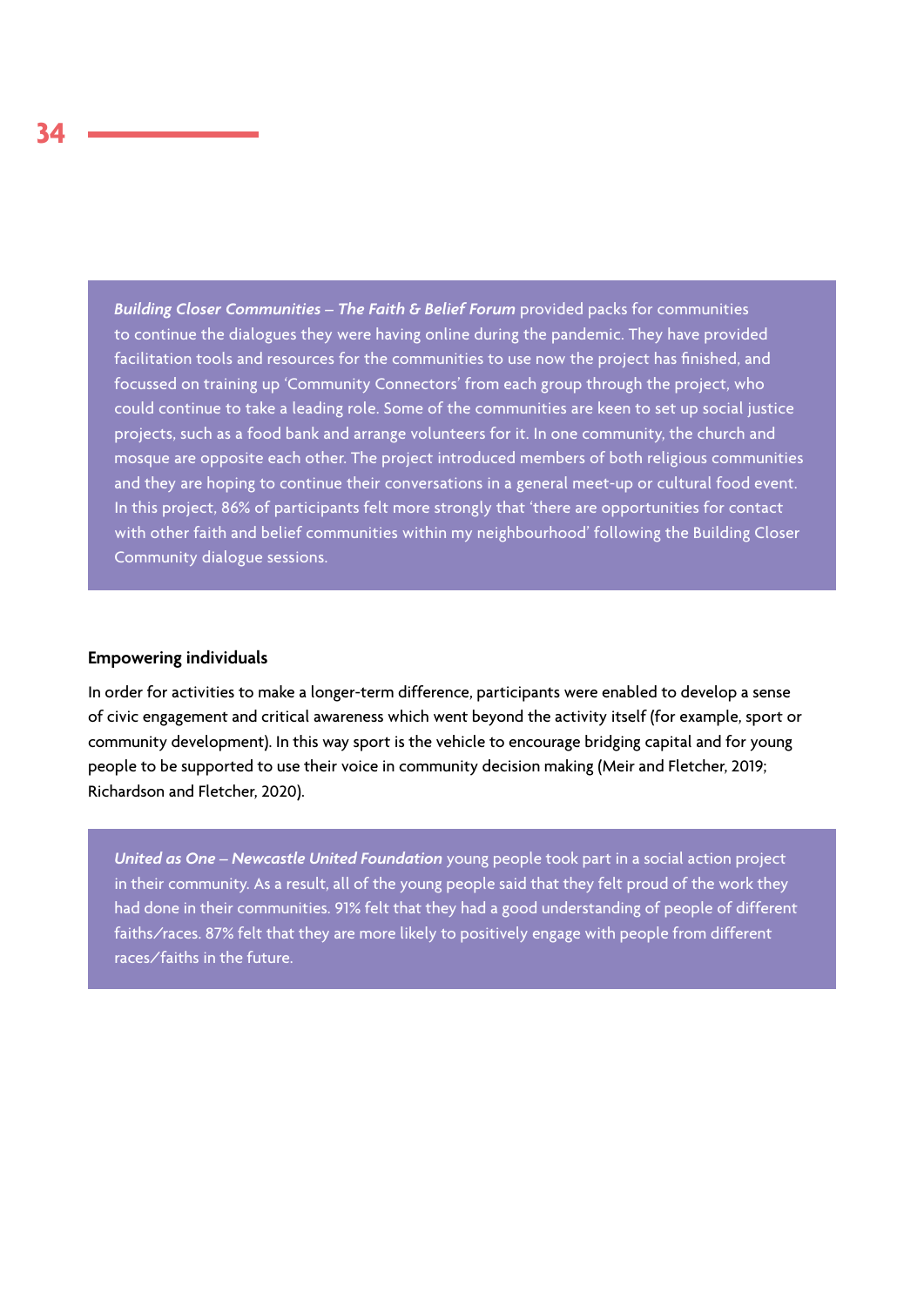***Building Closer Communities – The Faith & Belief Forum*** provided packs for communities to continue the dialogues they were having online during the pandemic. They have provided facilitation tools and resources for the communities to use now the project has finished, and focussed on training up 'Community Connectors' from each group through the project, who could continue to take a leading role. Some of the communities are keen to set up social justice projects, such as a food bank and arrange volunteers for it. In one community, the church and mosque are opposite each other. The project introduced members of both religious communities and they are hoping to continue their conversations in a general meet-up or cultural food event. In this project, 86% of participants felt more strongly that 'there are opportunities for contact with other faith and belief communities within my neighbourhood' following the Building Closer Community dialogue sessions.

**Empowering individuals**

In order for activities to make a longer-term difference, participants were enabled to develop a sense of civic engagement and critical awareness which went beyond the activity itself (for example, sport or community development). In this way sport is the vehicle to encourage bridging capital and for young people to be supported to use their voice in community decision making (Meir and Fletcher, 2019; Richardson and Fletcher, 2020).

***United as One – Newcastle United Foundation*** young people took part in a social action project in their community. As a result, all of the young people said that they felt proud of the work they had done in their communities. 91% felt that they had a good understanding of people of different faiths/races. 87% felt that they are more likely to positively engage with people from different races/faiths in the future.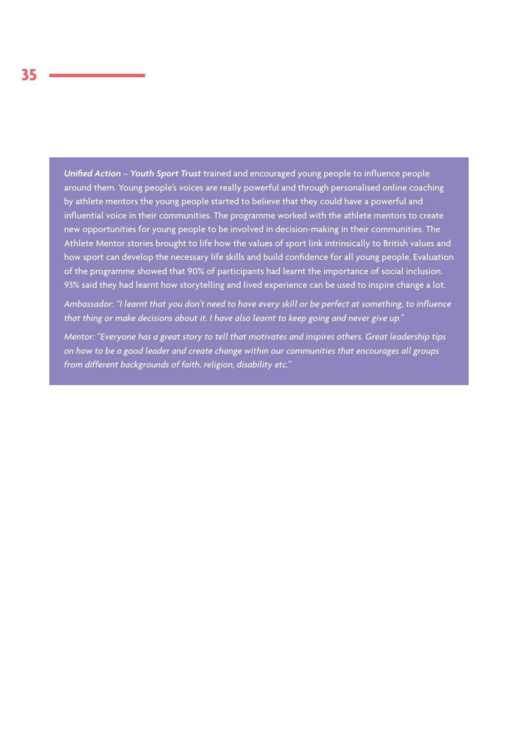***Unified Action – Youth Sport Trust*** trained and encouraged young people to influence people around them. Young people's voices are really powerful and through personalised online coaching by athlete mentors the young people started to believe that they could have a powerful and influential voice in their communities. The programme worked with the athlete mentors to create new opportunities for young people to be involved in decision-making in their communities. The Athlete Mentor stories brought to life how the values of sport link intrinsically to British values and how sport can develop the necessary life skills and build confidence for all young people. Evaluation of the programme showed that 90% of participants had learnt the importance of social inclusion. 93% said they had learnt how storytelling and lived experience can be used to inspire change a lot.

*Ambassador: "I learnt that you don't need to have every skill or be perfect at something, to influence that thing or make decisions about it. I have also learnt to keep going and never give up."*

*Mentor: "Everyone has a great story to tell that motivates and inspires others. Great leadership tips on how to be a good leader and create change within our communities that encourages all groups from different backgrounds of faith, religion, disability etc."*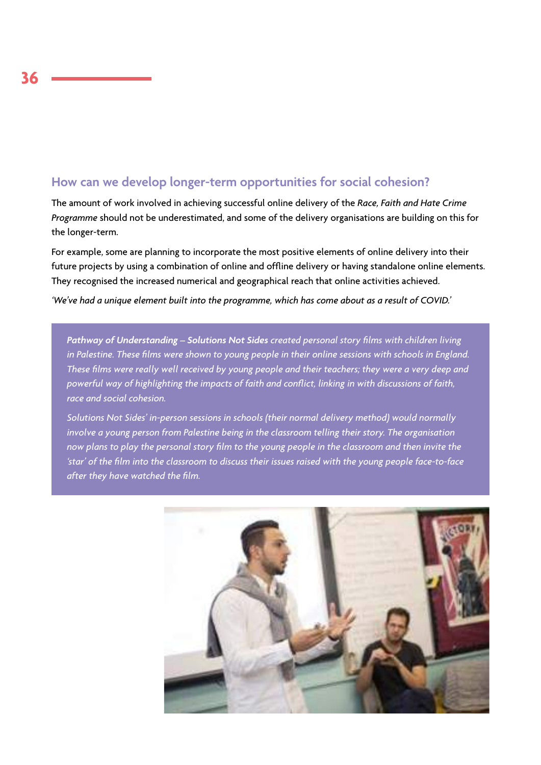## How can we develop longer-term opportunities for social cohesion?

The amount of work involved in achieving successful online delivery of the *Race, Faith and Hate Crime Programme* should not be underestimated, and some of the delivery organisations are building on this for the longer-term.

For example, some are planning to incorporate the most positive elements of online delivery into their future projects by using a combination of online and offline delivery or having standalone online elements. They recognised the increased numerical and geographical reach that online activities achieved.

*'We've had a unique element built into the programme, which has come about as a result of COVID.'*

> ***Pathway of Understanding – Solutions Not Sides*** *created personal story films with children living in Palestine. These films were shown to young people in their online sessions with schools in England. These films were really well received by young people and their teachers; they were a very deep and powerful way of highlighting the impacts of faith and conflict, linking in with discussions of faith, race and social cohesion.*
>
> *Solutions Not Sides' in-person sessions in schools (their normal delivery method) would normally involve a young person from Palestine being in the classroom telling their story. The organisation now plans to play the personal story film to the young people in the classroom and then invite the 'star' of the film into the classroom to discuss their issues raised with the young people face-to-face after they have watched the film.*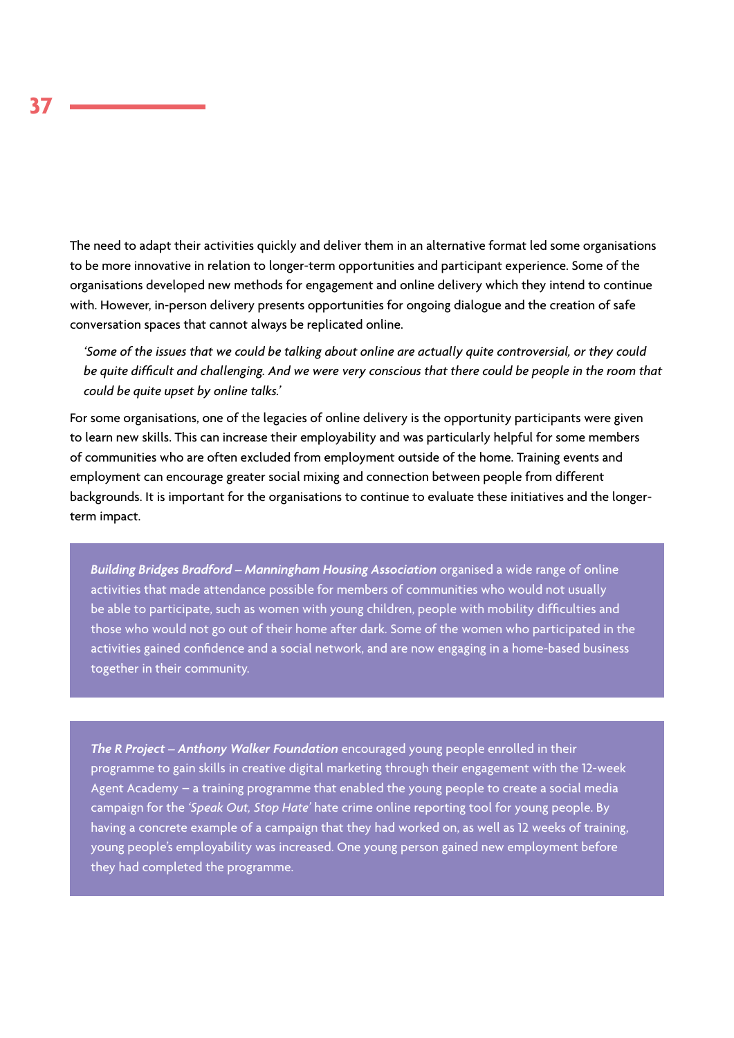The need to adapt their activities quickly and deliver them in an alternative format led some organisations to be more innovative in relation to longer-term opportunities and participant experience. Some of the organisations developed new methods for engagement and online delivery which they intend to continue with. However, in-person delivery presents opportunities for ongoing dialogue and the creation of safe conversation spaces that cannot always be replicated online.

> *'Some of the issues that we could be talking about online are actually quite controversial, or they could be quite difficult and challenging. And we were very conscious that there could be people in the room that could be quite upset by online talks.'*

For some organisations, one of the legacies of online delivery is the opportunity participants were given to learn new skills. This can increase their employability and was particularly helpful for some members of communities who are often excluded from employment outside of the home. Training events and employment can encourage greater social mixing and connection between people from different backgrounds. It is important for the organisations to continue to evaluate these initiatives and the longer-term impact.

***Building Bridges Bradford – Manningham Housing Association*** organised a wide range of online activities that made attendance possible for members of communities who would not usually be able to participate, such as women with young children, people with mobility difficulties and those who would not go out of their home after dark. Some of the women who participated in the activities gained confidence and a social network, and are now engaging in a home-based business together in their community.

***The R Project – Anthony Walker Foundation*** encouraged young people enrolled in their programme to gain skills in creative digital marketing through their engagement with the 12-week Agent Academy – a training programme that enabled the young people to create a social media campaign for the *'Speak Out, Stop Hate'* hate crime online reporting tool for young people. By having a concrete example of a campaign that they had worked on, as well as 12 weeks of training, young people's employability was increased. One young person gained new employment before they had completed the programme.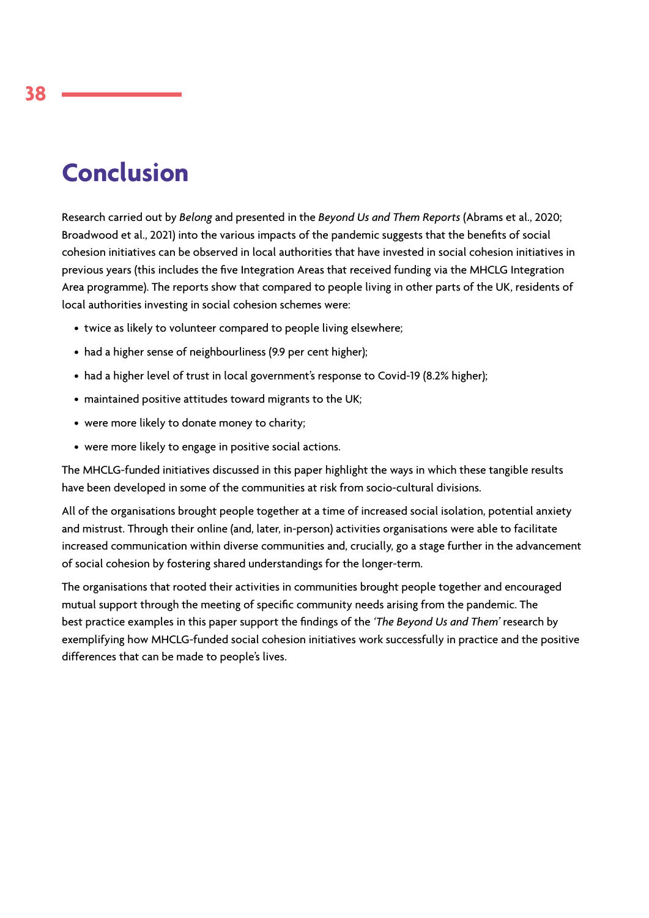# Conclusion

Research carried out by *Belong* and presented in the *Beyond Us and Them Reports* (Abrams et al., 2020; Broadwood et al., 2021) into the various impacts of the pandemic suggests that the benefits of social cohesion initiatives can be observed in local authorities that have invested in social cohesion initiatives in previous years (this includes the five Integration Areas that received funding via the MHCLG Integration Area programme). The reports show that compared to people living in other parts of the UK, residents of local authorities investing in social cohesion schemes were:

- twice as likely to volunteer compared to people living elsewhere;
- had a higher sense of neighbourliness (9.9 per cent higher);
- had a higher level of trust in local government's response to Covid-19 (8.2% higher);
- maintained positive attitudes toward migrants to the UK;
- were more likely to donate money to charity;
- were more likely to engage in positive social actions.

The MHCLG-funded initiatives discussed in this paper highlight the ways in which these tangible results have been developed in some of the communities at risk from socio-cultural divisions.

All of the organisations brought people together at a time of increased social isolation, potential anxiety and mistrust. Through their online (and, later, in-person) activities organisations were able to facilitate increased communication within diverse communities and, crucially, go a stage further in the advancement of social cohesion by fostering shared understandings for the longer-term.

The organisations that rooted their activities in communities brought people together and encouraged mutual support through the meeting of specific community needs arising from the pandemic. The best practice examples in this paper support the findings of the *'The Beyond Us and Them'* research by exemplifying how MHCLG-funded social cohesion initiatives work successfully in practice and the positive differences that can be made to people's lives.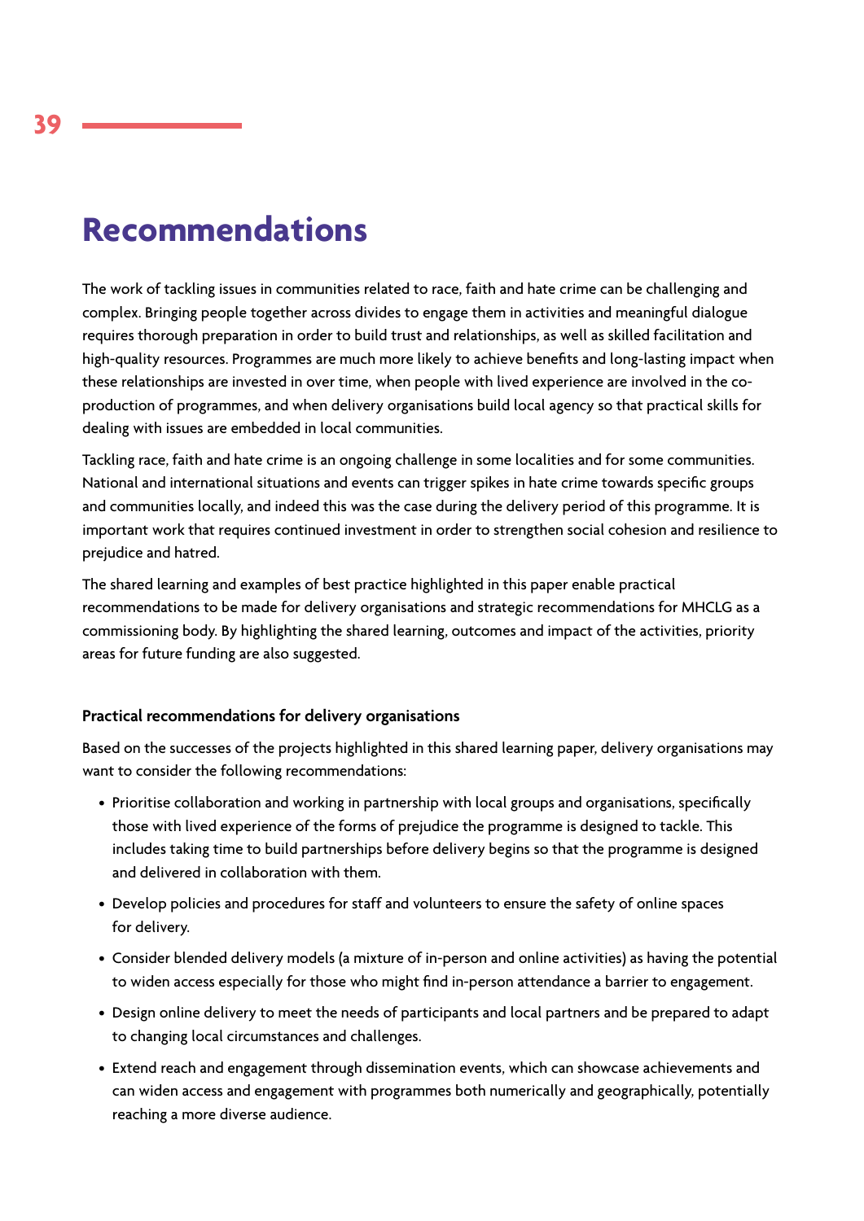# Recommendations

The work of tackling issues in communities related to race, faith and hate crime can be challenging and complex. Bringing people together across divides to engage them in activities and meaningful dialogue requires thorough preparation in order to build trust and relationships, as well as skilled facilitation and high-quality resources. Programmes are much more likely to achieve benefits and long-lasting impact when these relationships are invested in over time, when people with lived experience are involved in the co-production of programmes, and when delivery organisations build local agency so that practical skills for dealing with issues are embedded in local communities.

Tackling race, faith and hate crime is an ongoing challenge in some localities and for some communities. National and international situations and events can trigger spikes in hate crime towards specific groups and communities locally, and indeed this was the case during the delivery period of this programme. It is important work that requires continued investment in order to strengthen social cohesion and resilience to prejudice and hatred.

The shared learning and examples of best practice highlighted in this paper enable practical recommendations to be made for delivery organisations and strategic recommendations for MHCLG as a commissioning body. By highlighting the shared learning, outcomes and impact of the activities, priority areas for future funding are also suggested.

### Practical recommendations for delivery organisations

Based on the successes of the projects highlighted in this shared learning paper, delivery organisations may want to consider the following recommendations:

- Prioritise collaboration and working in partnership with local groups and organisations, specifically those with lived experience of the forms of prejudice the programme is designed to tackle. This includes taking time to build partnerships before delivery begins so that the programme is designed and delivered in collaboration with them.
- Develop policies and procedures for staff and volunteers to ensure the safety of online spaces for delivery.
- Consider blended delivery models (a mixture of in-person and online activities) as having the potential to widen access especially for those who might find in-person attendance a barrier to engagement.
- Design online delivery to meet the needs of participants and local partners and be prepared to adapt to changing local circumstances and challenges.
- Extend reach and engagement through dissemination events, which can showcase achievements and can widen access and engagement with programmes both numerically and geographically, potentially reaching a more diverse audience.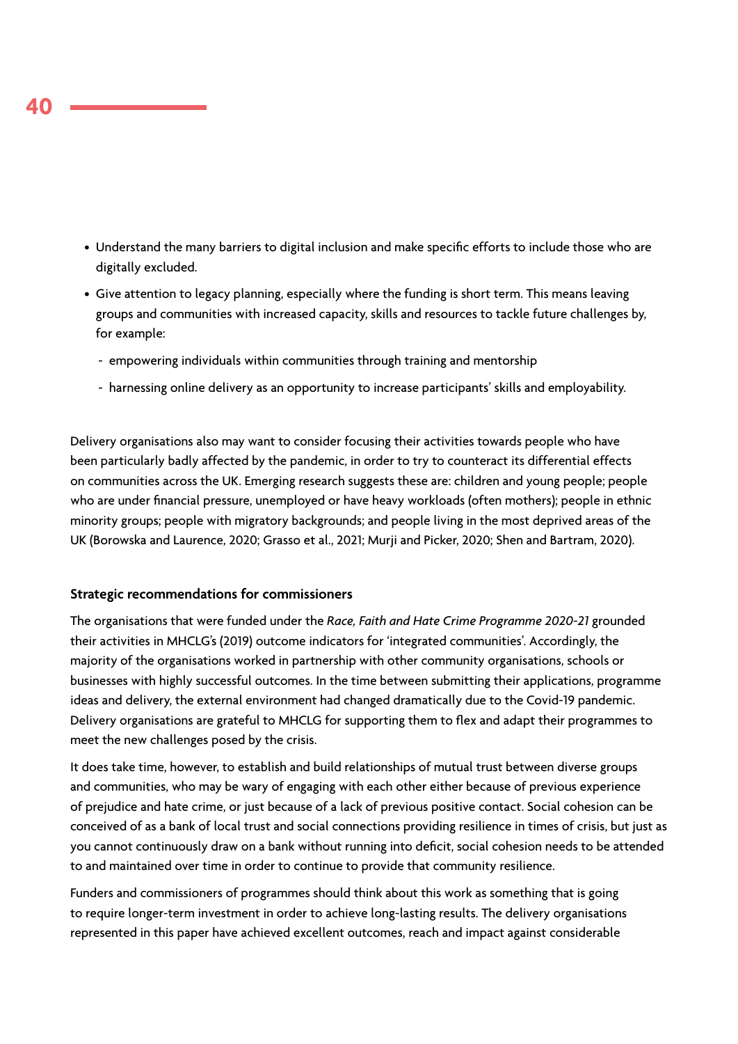- Understand the many barriers to digital inclusion and make specific efforts to include those who are digitally excluded.
- Give attention to legacy planning, especially where the funding is short term. This means leaving groups and communities with increased capacity, skills and resources to tackle future challenges by, for example:
  - empowering individuals within communities through training and mentorship
  - harnessing online delivery as an opportunity to increase participants' skills and employability.

Delivery organisations also may want to consider focusing their activities towards people who have been particularly badly affected by the pandemic, in order to try to counteract its differential effects on communities across the UK. Emerging research suggests these are: children and young people; people who are under financial pressure, unemployed or have heavy workloads (often mothers); people in ethnic minority groups; people with migratory backgrounds; and people living in the most deprived areas of the UK (Borowska and Laurence, 2020; Grasso et al., 2021; Murji and Picker, 2020; Shen and Bartram, 2020).

**Strategic recommendations for commissioners**

The organisations that were funded under the *Race, Faith and Hate Crime Programme 2020-21* grounded their activities in MHCLG's (2019) outcome indicators for 'integrated communities'. Accordingly, the majority of the organisations worked in partnership with other community organisations, schools or businesses with highly successful outcomes. In the time between submitting their applications, programme ideas and delivery, the external environment had changed dramatically due to the Covid-19 pandemic. Delivery organisations are grateful to MHCLG for supporting them to flex and adapt their programmes to meet the new challenges posed by the crisis.

It does take time, however, to establish and build relationships of mutual trust between diverse groups and communities, who may be wary of engaging with each other either because of previous experience of prejudice and hate crime, or just because of a lack of previous positive contact. Social cohesion can be conceived of as a bank of local trust and social connections providing resilience in times of crisis, but just as you cannot continuously draw on a bank without running into deficit, social cohesion needs to be attended to and maintained over time in order to continue to provide that community resilience.

Funders and commissioners of programmes should think about this work as something that is going to require longer-term investment in order to achieve long-lasting results. The delivery organisations represented in this paper have achieved excellent outcomes, reach and impact against considerable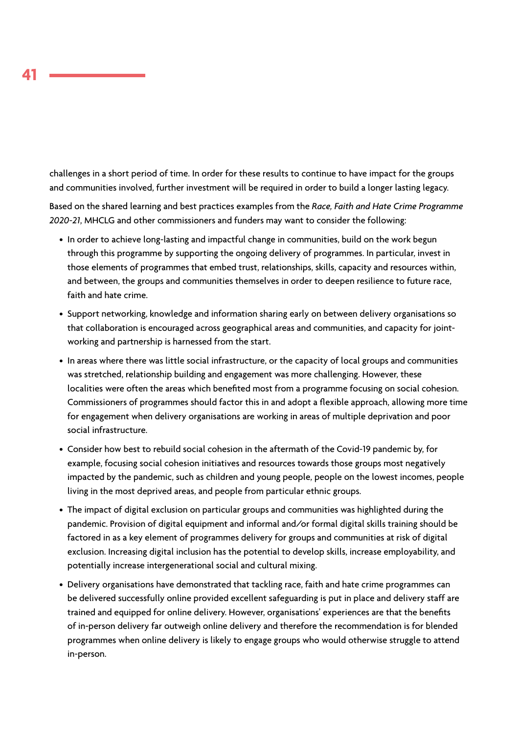challenges in a short period of time. In order for these results to continue to have impact for the groups and communities involved, further investment will be required in order to build a longer lasting legacy.

Based on the shared learning and best practices examples from the *Race, Faith and Hate Crime Programme 2020-21*, MHCLG and other commissioners and funders may want to consider the following:

- In order to achieve long-lasting and impactful change in communities, build on the work begun through this programme by supporting the ongoing delivery of programmes. In particular, invest in those elements of programmes that embed trust, relationships, skills, capacity and resources within, and between, the groups and communities themselves in order to deepen resilience to future race, faith and hate crime.
- Support networking, knowledge and information sharing early on between delivery organisations so that collaboration is encouraged across geographical areas and communities, and capacity for joint-working and partnership is harnessed from the start.
- In areas where there was little social infrastructure, or the capacity of local groups and communities was stretched, relationship building and engagement was more challenging. However, these localities were often the areas which benefited most from a programme focusing on social cohesion. Commissioners of programmes should factor this in and adopt a flexible approach, allowing more time for engagement when delivery organisations are working in areas of multiple deprivation and poor social infrastructure.
- Consider how best to rebuild social cohesion in the aftermath of the Covid-19 pandemic by, for example, focusing social cohesion initiatives and resources towards those groups most negatively impacted by the pandemic, such as children and young people, people on the lowest incomes, people living in the most deprived areas, and people from particular ethnic groups.
- The impact of digital exclusion on particular groups and communities was highlighted during the pandemic. Provision of digital equipment and informal and/or formal digital skills training should be factored in as a key element of programmes delivery for groups and communities at risk of digital exclusion. Increasing digital inclusion has the potential to develop skills, increase employability, and potentially increase intergenerational social and cultural mixing.
- Delivery organisations have demonstrated that tackling race, faith and hate crime programmes can be delivered successfully online provided excellent safeguarding is put in place and delivery staff are trained and equipped for online delivery. However, organisations' experiences are that the benefits of in-person delivery far outweigh online delivery and therefore the recommendation is for blended programmes when online delivery is likely to engage groups who would otherwise struggle to attend in-person.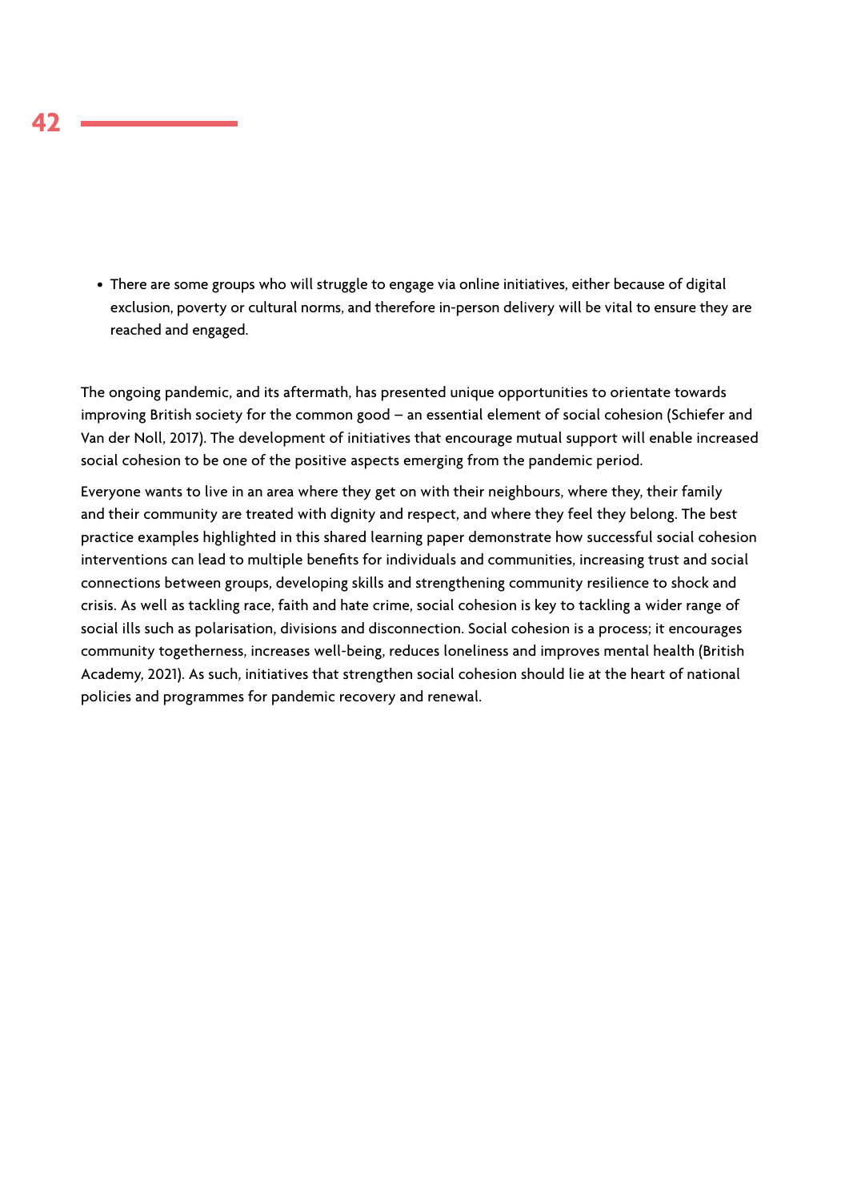- There are some groups who will struggle to engage via online initiatives, either because of digital exclusion, poverty or cultural norms, and therefore in-person delivery will be vital to ensure they are reached and engaged.

The ongoing pandemic, and its aftermath, has presented unique opportunities to orientate towards improving British society for the common good – an essential element of social cohesion (Schiefer and Van der Noll, 2017). The development of initiatives that encourage mutual support will enable increased social cohesion to be one of the positive aspects emerging from the pandemic period.

Everyone wants to live in an area where they get on with their neighbours, where they, their family and their community are treated with dignity and respect, and where they feel they belong. The best practice examples highlighted in this shared learning paper demonstrate how successful social cohesion interventions can lead to multiple benefits for individuals and communities, increasing trust and social connections between groups, developing skills and strengthening community resilience to shock and crisis. As well as tackling race, faith and hate crime, social cohesion is key to tackling a wider range of social ills such as polarisation, divisions and disconnection. Social cohesion is a process; it encourages community togetherness, increases well-being, reduces loneliness and improves mental health (British Academy, 2021). As such, initiatives that strengthen social cohesion should lie at the heart of national policies and programmes for pandemic recovery and renewal.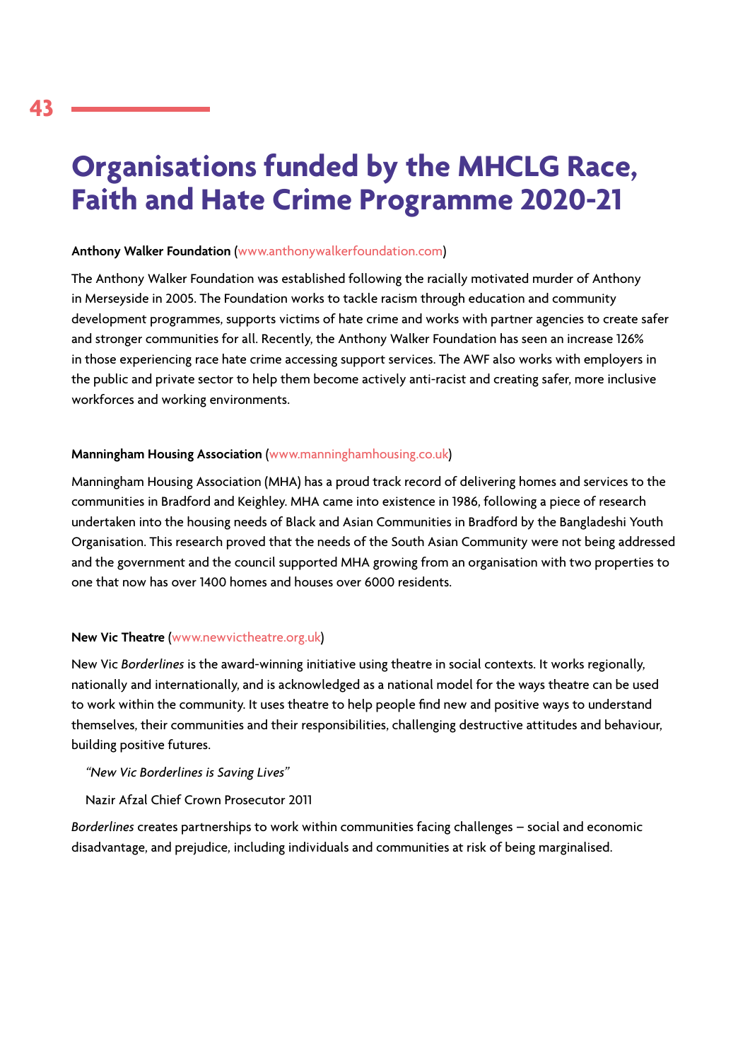# Organisations funded by the MHCLG Race, Faith and Hate Crime Programme 2020-21

**Anthony Walker Foundation** (www.anthonywalkerfoundation.com)

The Anthony Walker Foundation was established following the racially motivated murder of Anthony in Merseyside in 2005. The Foundation works to tackle racism through education and community development programmes, supports victims of hate crime and works with partner agencies to create safer and stronger communities for all. Recently, the Anthony Walker Foundation has seen an increase 126% in those experiencing race hate crime accessing support services. The AWF also works with employers in the public and private sector to help them become actively anti-racist and creating safer, more inclusive workforces and working environments.

**Manningham Housing Association** (www.manninghamhousing.co.uk)

Manningham Housing Association (MHA) has a proud track record of delivering homes and services to the communities in Bradford and Keighley. MHA came into existence in 1986, following a piece of research undertaken into the housing needs of Black and Asian Communities in Bradford by the Bangladeshi Youth Organisation. This research proved that the needs of the South Asian Community were not being addressed and the government and the council supported MHA growing from an organisation with two properties to one that now has over 1400 homes and houses over 6000 residents.

**New Vic Theatre** (www.newvictheatre.org.uk)

New Vic *Borderlines* is the award-winning initiative using theatre in social contexts. It works regionally, nationally and internationally, and is acknowledged as a national model for the ways theatre can be used to work within the community. It uses theatre to help people find new and positive ways to understand themselves, their communities and their responsibilities, challenging destructive attitudes and behaviour, building positive futures.

> *"New Vic Borderlines is Saving Lives"*
>
> Nazir Afzal Chief Crown Prosecutor 2011

*Borderlines* creates partnerships to work within communities facing challenges – social and economic disadvantage, and prejudice, including individuals and communities at risk of being marginalised.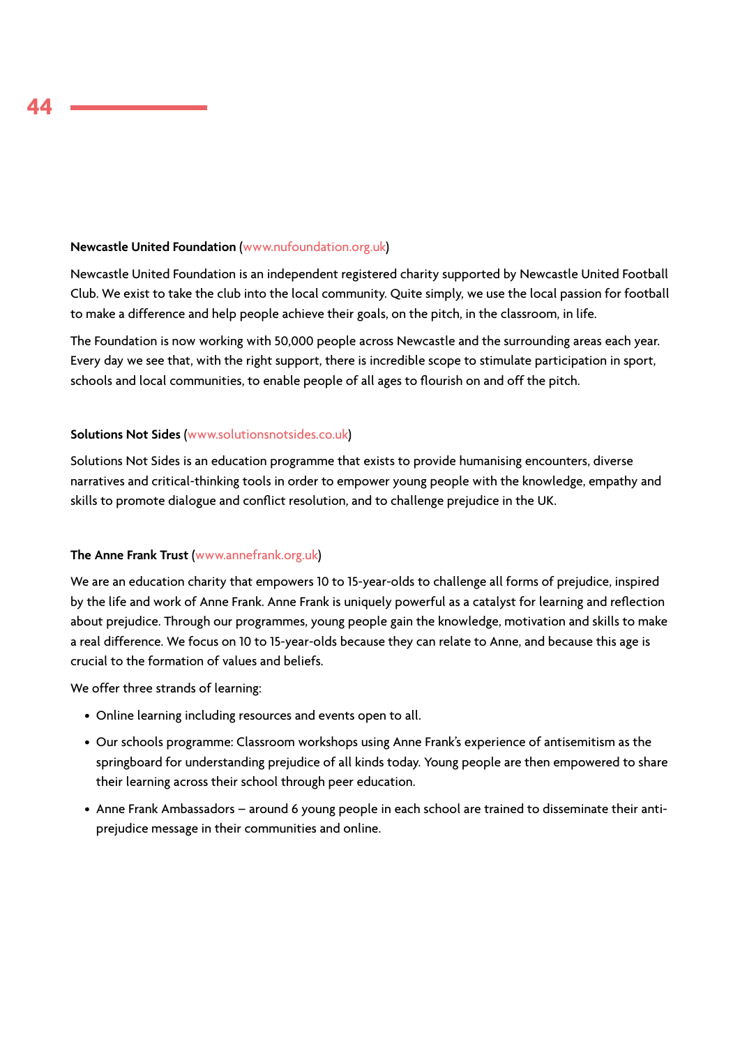**Newcastle United Foundation** (www.nufoundation.org.uk)

Newcastle United Foundation is an independent registered charity supported by Newcastle United Football Club. We exist to take the club into the local community. Quite simply, we use the local passion for football to make a difference and help people achieve their goals, on the pitch, in the classroom, in life.

The Foundation is now working with 50,000 people across Newcastle and the surrounding areas each year. Every day we see that, with the right support, there is incredible scope to stimulate participation in sport, schools and local communities, to enable people of all ages to flourish on and off the pitch.

**Solutions Not Sides** (www.solutionsnotsides.co.uk)

Solutions Not Sides is an education programme that exists to provide humanising encounters, diverse narratives and critical-thinking tools in order to empower young people with the knowledge, empathy and skills to promote dialogue and conflict resolution, and to challenge prejudice in the UK.

**The Anne Frank Trust** (www.annefrank.org.uk)

We are an education charity that empowers 10 to 15-year-olds to challenge all forms of prejudice, inspired by the life and work of Anne Frank. Anne Frank is uniquely powerful as a catalyst for learning and reflection about prejudice. Through our programmes, young people gain the knowledge, motivation and skills to make a real difference. We focus on 10 to 15-year-olds because they can relate to Anne, and because this age is crucial to the formation of values and beliefs.

We offer three strands of learning:

- Online learning including resources and events open to all.
- Our schools programme: Classroom workshops using Anne Frank's experience of antisemitism as the springboard for understanding prejudice of all kinds today. Young people are then empowered to share their learning across their school through peer education.
- Anne Frank Ambassadors – around 6 young people in each school are trained to disseminate their anti-prejudice message in their communities and online.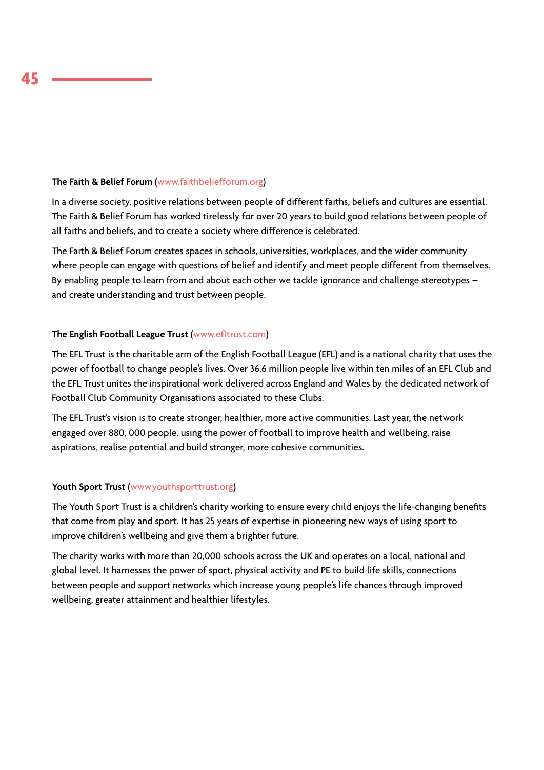**The Faith & Belief Forum** (www.faithbeliefforum.org)

In a diverse society, positive relations between people of different faiths, beliefs and cultures are essential. The Faith & Belief Forum has worked tirelessly for over 20 years to build good relations between people of all faiths and beliefs, and to create a society where difference is celebrated.

The Faith & Belief Forum creates spaces in schools, universities, workplaces, and the wider community where people can engage with questions of belief and identify and meet people different from themselves. By enabling people to learn from and about each other we tackle ignorance and challenge stereotypes – and create understanding and trust between people.

**The English Football League Trust** (www.efltrust.com)

The EFL Trust is the charitable arm of the English Football League (EFL) and is a national charity that uses the power of football to change people's lives. Over 36.6 million people live within ten miles of an EFL Club and the EFL Trust unites the inspirational work delivered across England and Wales by the dedicated network of Football Club Community Organisations associated to these Clubs.

The EFL Trust's vision is to create stronger, healthier, more active communities. Last year, the network engaged over 880, 000 people, using the power of football to improve health and wellbeing, raise aspirations, realise potential and build stronger, more cohesive communities.

**Youth Sport Trust** (www.youthsporttrust.org)

The Youth Sport Trust is a children's charity working to ensure every child enjoys the life-changing benefits that come from play and sport. It has 25 years of expertise in pioneering new ways of using sport to improve children's wellbeing and give them a brighter future.

The charity works with more than 20,000 schools across the UK and operates on a local, national and global level. It harnesses the power of sport, physical activity and PE to build life skills, connections between people and support networks which increase young people's life chances through improved wellbeing, greater attainment and healthier lifestyles.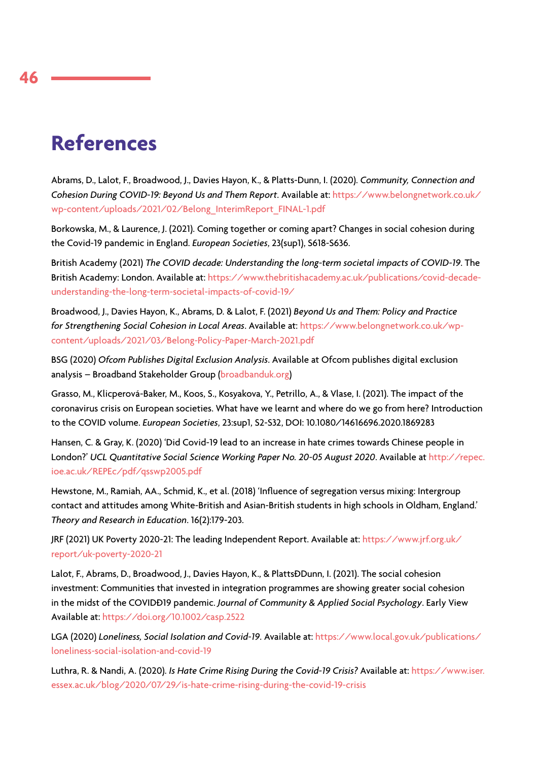# References

Abrams, D., Lalot, F., Broadwood, J., Davies Hayon, K., & Platts-Dunn, I. (2020). *Community, Connection and Cohesion During COVID-19: Beyond Us and Them Report*. Available at: https://www.belongnetwork.co.uk/wp-content/uploads/2021/02/Belong_InterimReport_FINAL-1.pdf

Borkowska, M., & Laurence, J. (2021). Coming together or coming apart? Changes in social cohesion during the Covid-19 pandemic in England. *European Societies*, 23(sup1), S618-S636.

British Academy (2021) *The COVID decade: Understanding the long-term societal impacts of COVID-19*. The British Academy: London. Available at: https://www.thebritishacademy.ac.uk/publications/covid-decade-understanding-the-long-term-societal-impacts-of-covid-19/

Broadwood, J., Davies Hayon, K., Abrams, D. & Lalot, F. (2021) *Beyond Us and Them: Policy and Practice for Strengthening Social Cohesion in Local Areas*. Available at: https://www.belongnetwork.co.uk/wp-content/uploads/2021/03/Belong-Policy-Paper-March-2021.pdf

BSG (2020) *Ofcom Publishes Digital Exclusion Analysis*. Available at Ofcom publishes digital exclusion analysis – Broadband Stakeholder Group (broadbanduk.org)

Grasso, M., Klicperová-Baker, M., Koos, S., Kosyakova, Y., Petrillo, A., & Vlase, I. (2021). The impact of the coronavirus crisis on European societies. What have we learnt and where do we go from here? Introduction to the COVID volume. *European Societies*, 23:sup1, S2-S32, DOI: 10.1080/14616696.2020.1869283

Hansen, C. & Gray, K. (2020) 'Did Covid-19 lead to an increase in hate crimes towards Chinese people in London?' *UCL Quantitative Social Science Working Paper No. 20-05 August 2020*. Available at http://repec.ioe.ac.uk/REPEc/pdf/qsswp2005.pdf

Hewstone, M., Ramiah, AA., Schmid, K., et al. (2018) 'Influence of segregation versus mixing: Intergroup contact and attitudes among White-British and Asian-British students in high schools in Oldham, England.' *Theory and Research in Education*. 16(2):179-203.

JRF (2021) UK Poverty 2020-21: The leading Independent Report. Available at: https://www.jrf.org.uk/report/uk-poverty-2020-21

Lalot, F., Abrams, D., Broadwood, J., Davies Hayon, K., & PlattsÐDunn, I. (2021). The social cohesion investment: Communities that invested in integration programmes are showing greater social cohesion in the midst of the COVIDÐ19 pandemic. *Journal of Community & Applied Social Psychology*. Early View Available at: https://doi.org/10.1002/casp.2522

LGA (2020) *Loneliness, Social Isolation and Covid-19*. Available at: https://www.local.gov.uk/publications/loneliness-social-isolation-and-covid-19

Luthra, R. & Nandi, A. (2020). *Is Hate Crime Rising During the Covid-19 Crisis?* Available at: https://www.iser.essex.ac.uk/blog/2020/07/29/is-hate-crime-rising-during-the-covid-19-crisis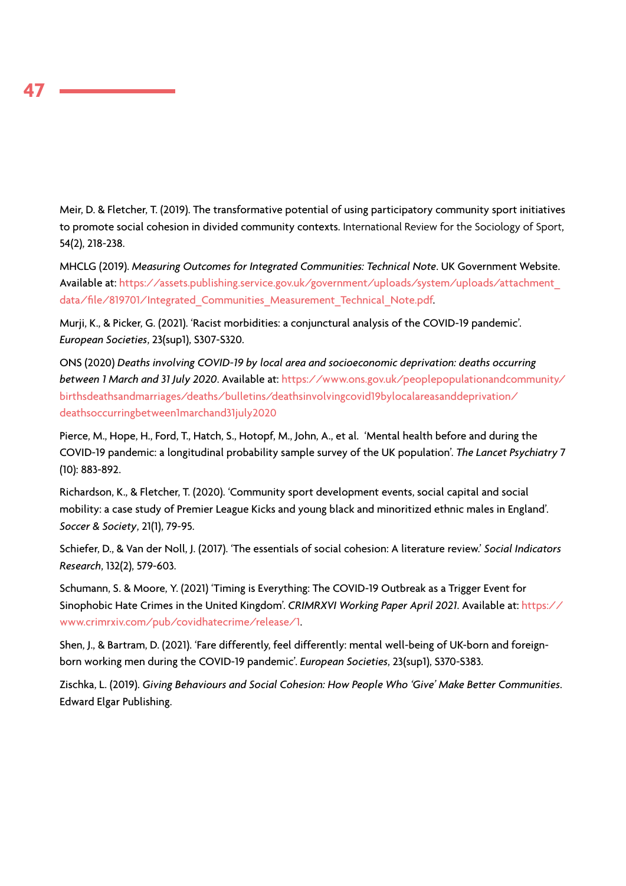Meir, D. & Fletcher, T. (2019). The transformative potential of using participatory community sport initiatives to promote social cohesion in divided community contexts. International Review for the Sociology of Sport, 54(2), 218-238.

MHCLG (2019). *Measuring Outcomes for Integrated Communities: Technical Note*. UK Government Website. Available at: https://assets.publishing.service.gov.uk/government/uploads/system/uploads/attachment_data/file/819701/Integrated_Communities_Measurement_Technical_Note.pdf.

Murji, K., & Picker, G. (2021). 'Racist morbidities: a conjunctural analysis of the COVID-19 pandemic'. *European Societies*, 23(sup1), S307-S320.

ONS (2020) *Deaths involving COVID-19 by local area and socioeconomic deprivation: deaths occurring between 1 March and 31 July 2020*. Available at: https://www.ons.gov.uk/peoplepopulationandcommunity/birthsdeathsandmarriages/deaths/bulletins/deathsinvolvingcovid19bylocalareasanddeprivation/deathsoccurringbetween1marchand31july2020

Pierce, M., Hope, H., Ford, T., Hatch, S., Hotopf, M., John, A., et al. 'Mental health before and during the COVID-19 pandemic: a longitudinal probability sample survey of the UK population'. *The Lancet Psychiatry* 7 (10): 883-892.

Richardson, K., & Fletcher, T. (2020). 'Community sport development events, social capital and social mobility: a case study of Premier League Kicks and young black and minoritized ethnic males in England'. *Soccer & Society*, 21(1), 79-95.

Schiefer, D., & Van der Noll, J. (2017). 'The essentials of social cohesion: A literature review.' *Social Indicators Research*, 132(2), 579-603.

Schumann, S. & Moore, Y. (2021) 'Timing is Everything: The COVID-19 Outbreak as a Trigger Event for Sinophobic Hate Crimes in the United Kingdom'. *CRIMRXVI Working Paper April 2021*. Available at: https://www.crimrxiv.com/pub/covidhatecrime/release/1.

Shen, J., & Bartram, D. (2021). 'Fare differently, feel differently: mental well-being of UK-born and foreign-born working men during the COVID-19 pandemic'. *European Societies*, 23(sup1), S370-S383.

Zischka, L. (2019). *Giving Behaviours and Social Cohesion: How People Who 'Give' Make Better Communities*. Edward Elgar Publishing.